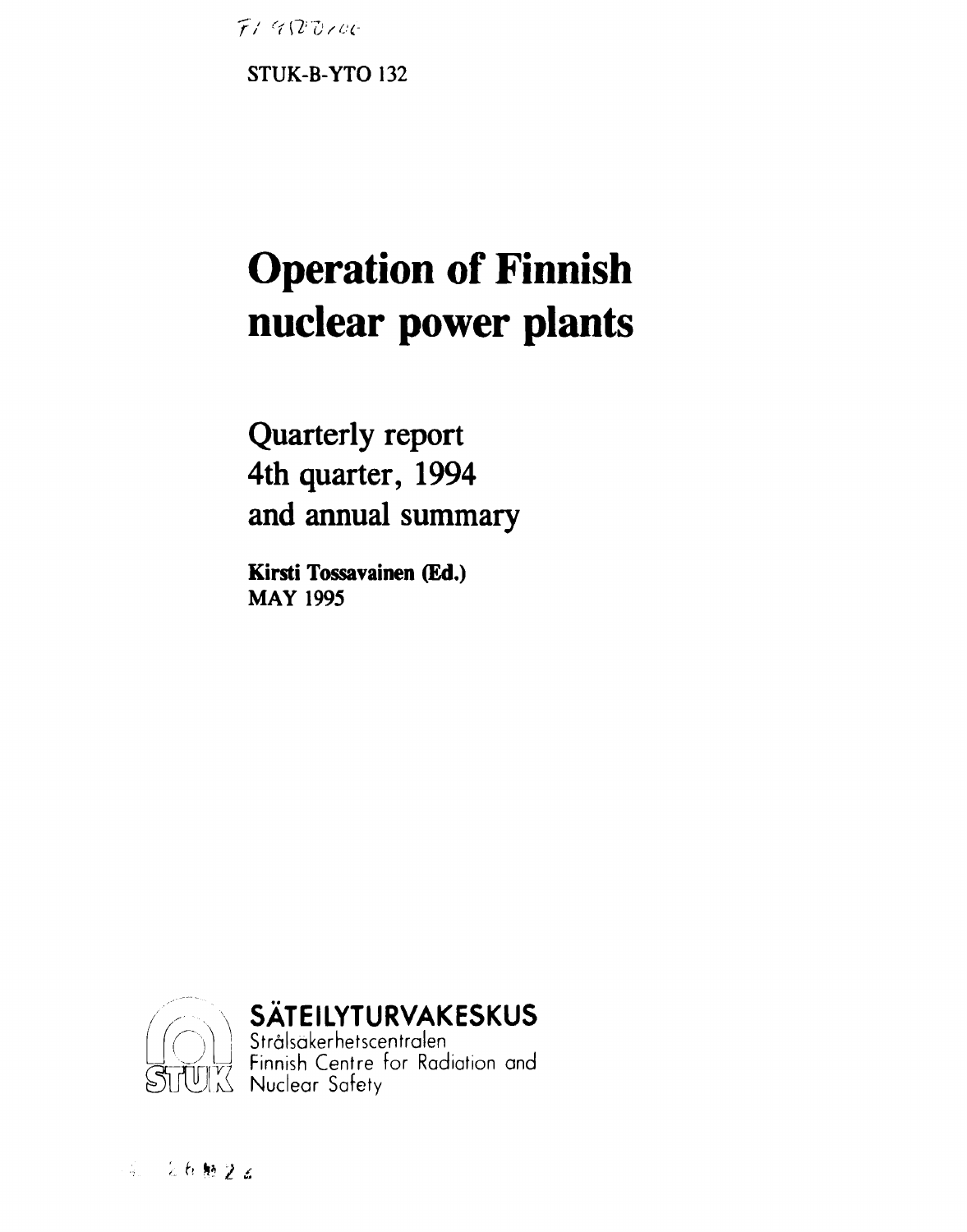FI 9500100

STUK-B-YTO 132

# Operation of Finnish nuclear power plants

## Quarterly report 4th quarter, 1994 and annual summary

**Kirsti Tossavainen (Ed.)**
**MAY 1995**

**SÄTEILYTURVAKESKUS**
Strålsäkerhetscentralen
Finnish Centre for Radiation and Nuclear Safety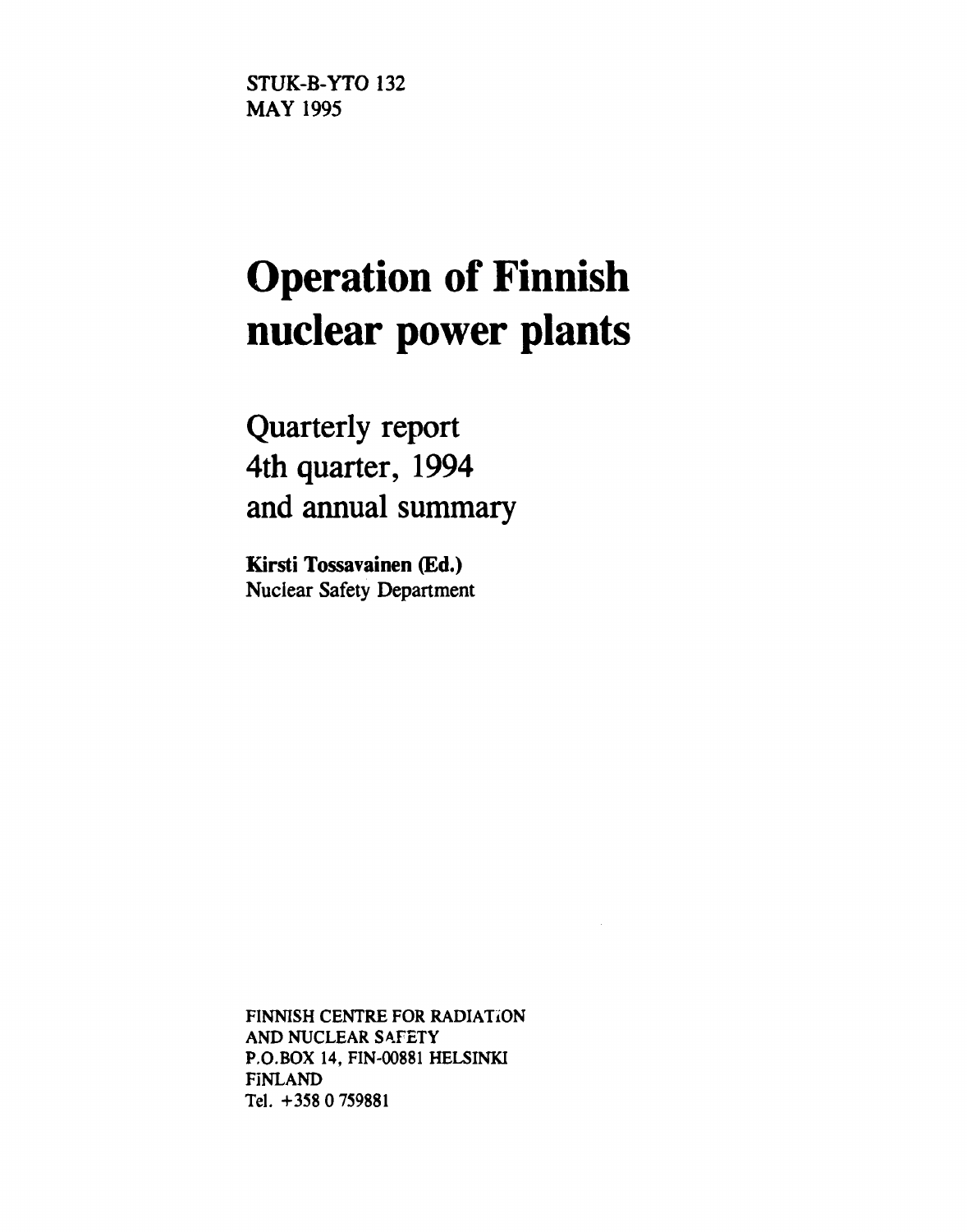STUK-B-YTO 132
MAY 1995

# Operation of Finnish nuclear power plants

## Quarterly report 4th quarter, 1994 and annual summary

**Kirsti Tossavainen (Ed.)**
Nuclear Safety Department

FINNISH CENTRE FOR RADIATION
AND NUCLEAR SAFETY
P.O.BOX 14, FIN-00881 HELSINKI
FINLAND
Tel. +358 0 759881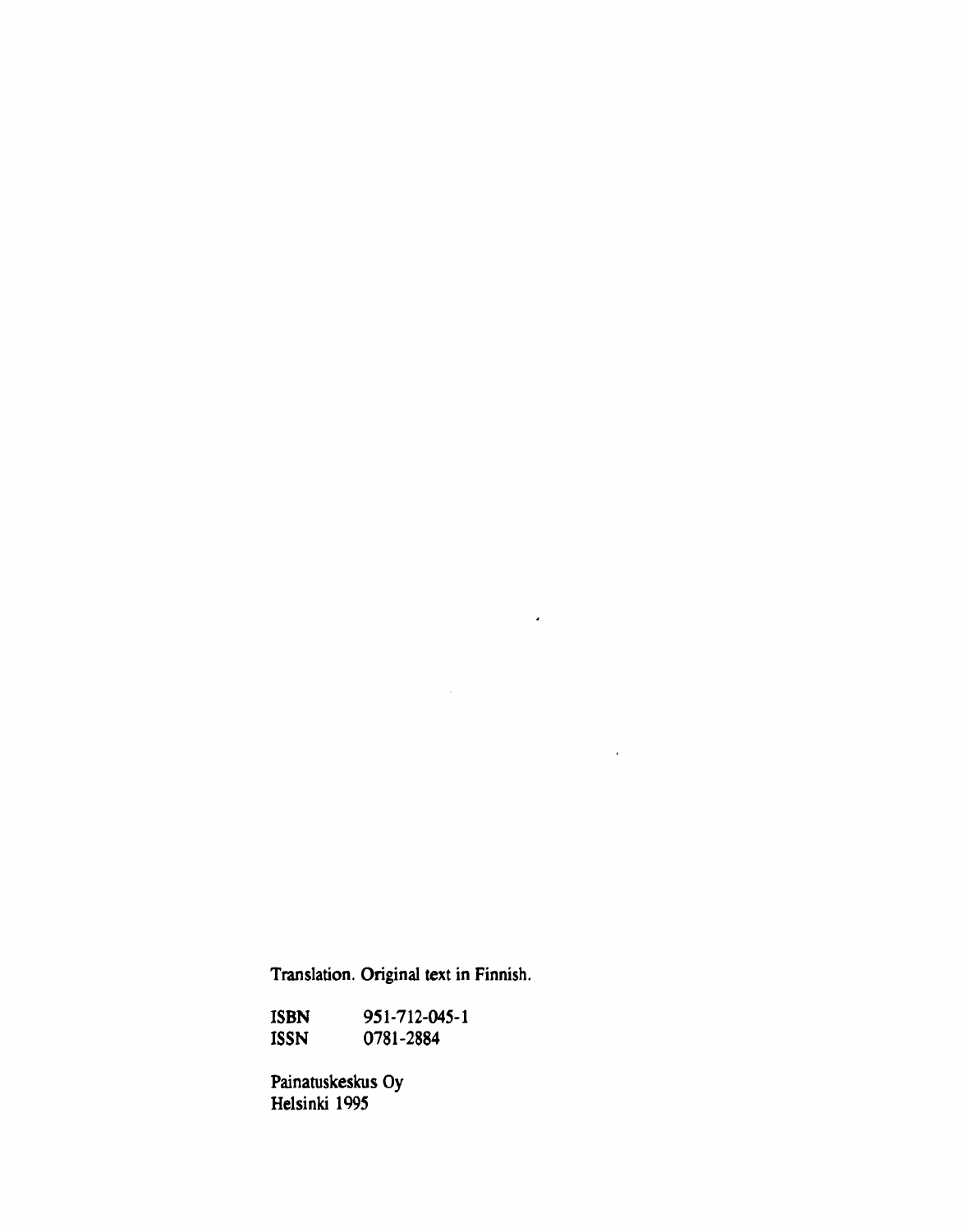Translation. Original text in Finnish.

| | |
|---|---|
| ISBN | 951-712-045-1 |
| ISSN | 0781-2884 |

Painatuskeskus Oy
Helsinki 1995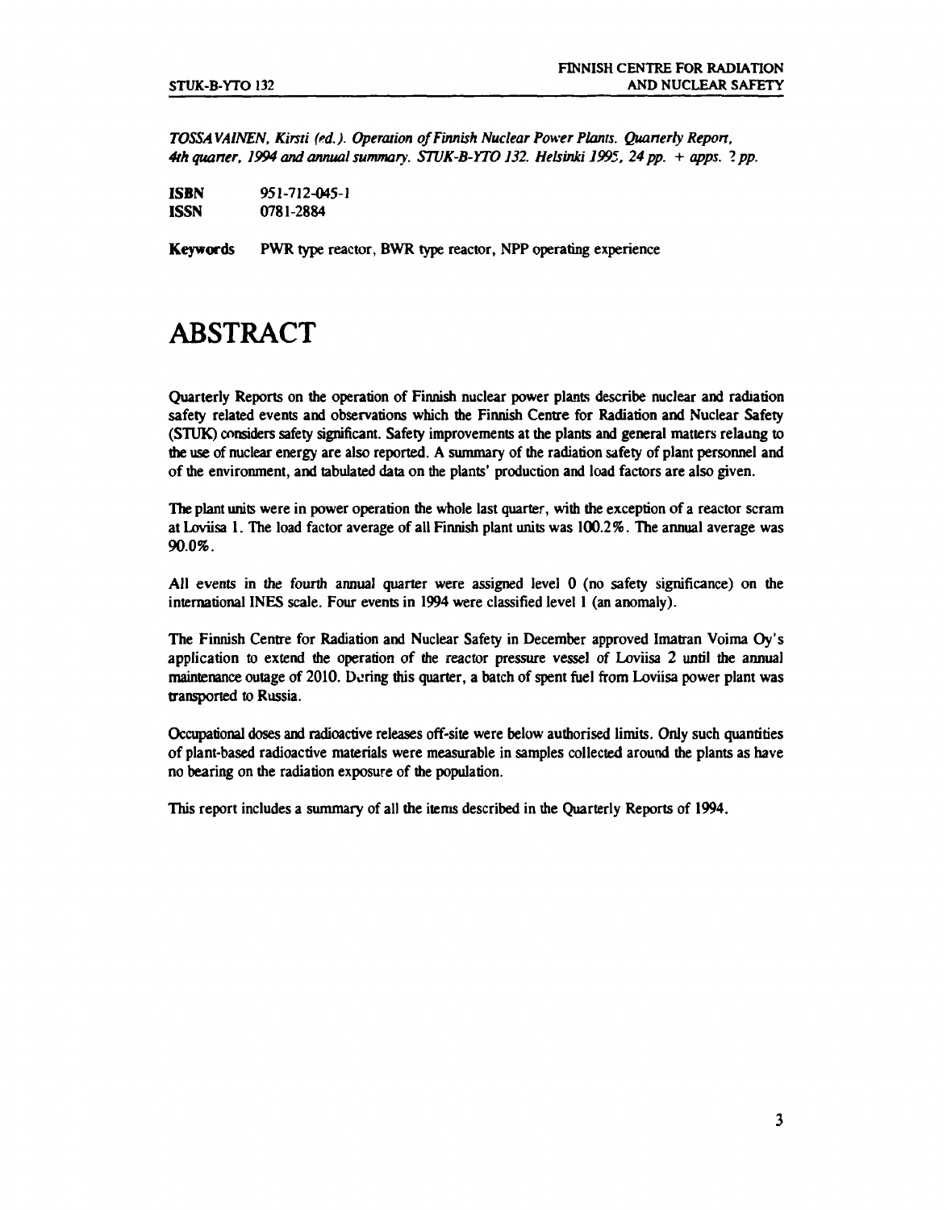*TOSSAVAINEN, Kirsti (ed.). Operation of Finnish Nuclear Power Plants. Quarterly Report, 4th quarter, 1994 and annual summary. STUK-B-YTO 132. Helsinki 1995, 24 pp. + apps. 2 pp.*

**ISBN** 951-712-045-1
**ISSN** 0781-2884

**Keywords** PWR type reactor, BWR type reactor, NPP operating experience

# ABSTRACT

Quarterly Reports on the operation of Finnish nuclear power plants describe nuclear and radiation safety related events and observations which the Finnish Centre for Radiation and Nuclear Safety (STUK) considers safety significant. Safety improvements at the plants and general matters relating to the use of nuclear energy are also reported. A summary of the radiation safety of plant personnel and of the environment, and tabulated data on the plants' production and load factors are also given.

The plant units were in power operation the whole last quarter, with the exception of a reactor scram at Loviisa 1. The load factor average of all Finnish plant units was 100.2%. The annual average was 90.0%.

All events in the fourth annual quarter were assigned level 0 (no safety significance) on the international INES scale. Four events in 1994 were classified level 1 (an anomaly).

The Finnish Centre for Radiation and Nuclear Safety in December approved Imatran Voima Oy's application to extend the operation of the reactor pressure vessel of Loviisa 2 until the annual maintenance outage of 2010. During this quarter, a batch of spent fuel from Loviisa power plant was transported to Russia.

Occupational doses and radioactive releases off-site were below authorised limits. Only such quantities of plant-based radioactive materials were measurable in samples collected around the plants as have no bearing on the radiation exposure of the population.

This report includes a summary of all the items described in the Quarterly Reports of 1994.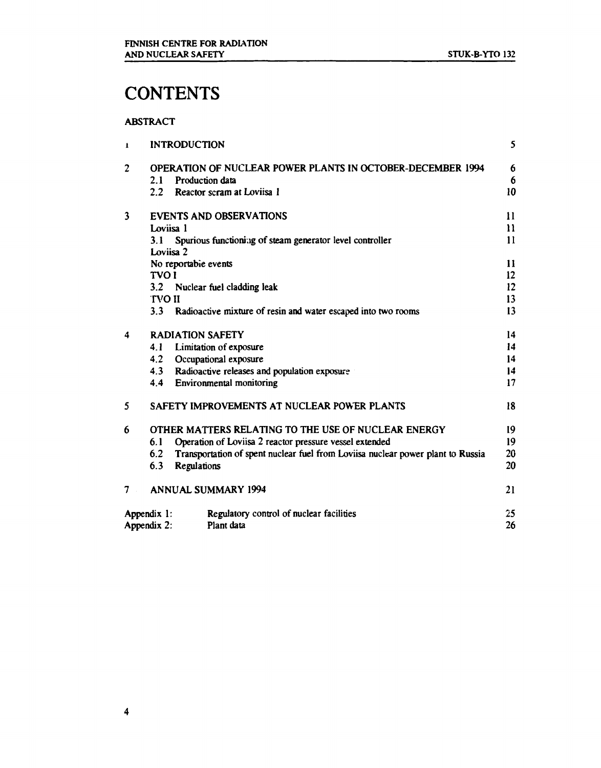# CONTENTS

ABSTRACT

| | | |
|---|---|---|
| 1 | INTRODUCTION | 5 |
| 2 | OPERATION OF NUCLEAR POWER PLANTS IN OCTOBER-DECEMBER 1994 | 6 |
| | 2.1 Production data | 6 |
| | 2.2 Reactor scram at Loviisa 1 | 10 |
| 3 | EVENTS AND OBSERVATIONS | 11 |
| | Loviisa 1 | 11 |
| | 3.1 Spurious functioning of steam generator level controller | 11 |
| | Loviisa 2 | |
| | No reportable events | 11 |
| | TVO I | 12 |
| | 3.2 Nuclear fuel cladding leak | 12 |
| | TVO II | 13 |
| | 3.3 Radioactive mixture of resin and water escaped into two rooms | 13 |
| 4 | RADIATION SAFETY | 14 |
| | 4.1 Limitation of exposure | 14 |
| | 4.2 Occupational exposure | 14 |
| | 4.3 Radioactive releases and population exposure | 14 |
| | 4.4 Environmental monitoring | 17 |
| 5 | SAFETY IMPROVEMENTS AT NUCLEAR POWER PLANTS | 18 |
| 6 | OTHER MATTERS RELATING TO THE USE OF NUCLEAR ENERGY | 19 |
| | 6.1 Operation of Loviisa 2 reactor pressure vessel extended | 19 |
| | 6.2 Transportation of spent nuclear fuel from Loviisa nuclear power plant to Russia | 20 |
| | 6.3 Regulations | 20 |
| 7 | ANNUAL SUMMARY 1994 | 21 |
| Appendix 1: | Regulatory control of nuclear facilities | 25 |
| Appendix 2: | Plant data | 26 |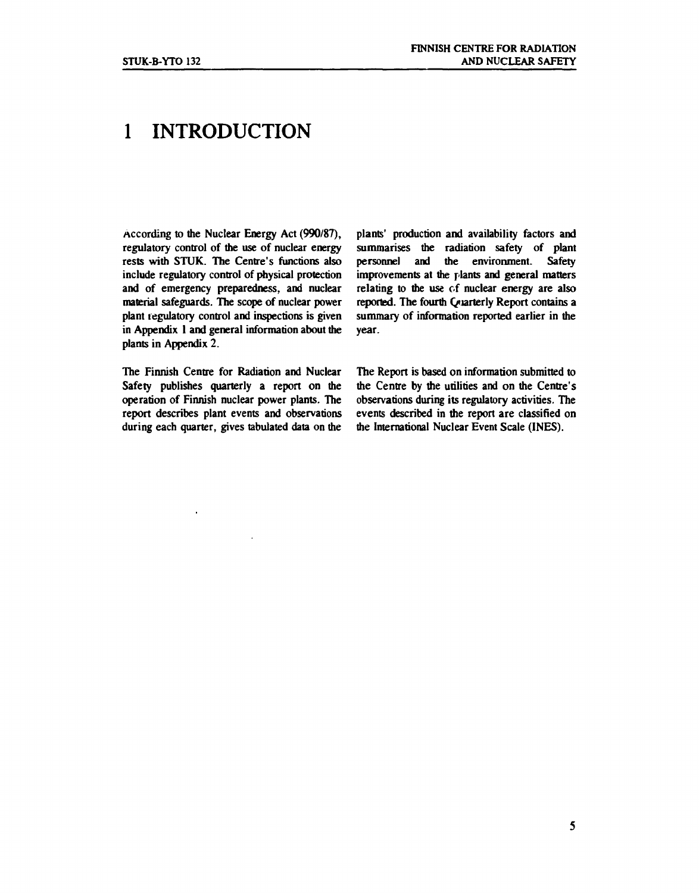# 1 INTRODUCTION

According to the Nuclear Energy Act (990/87), regulatory control of the use of nuclear energy rests with STUK. The Centre's functions also include regulatory control of physical protection and of emergency preparedness, and nuclear material safeguards. The scope of nuclear power plant regulatory control and inspections is given in Appendix 1 and general information about the plants in Appendix 2.

The Finnish Centre for Radiation and Nuclear Safety publishes quarterly a report on the operation of Finnish nuclear power plants. The report describes plant events and observations during each quarter, gives tabulated data on the plants' production and availability factors and summarises the radiation safety of plant personnel and the environment. Safety improvements at the plants and general matters relating to the use of nuclear energy are also reported. The fourth Quarterly Report contains a summary of information reported earlier in the year.

The Report is based on information submitted to the Centre by the utilities and on the Centre's observations during its regulatory activities. The events described in the report are classified on the International Nuclear Event Scale (INES).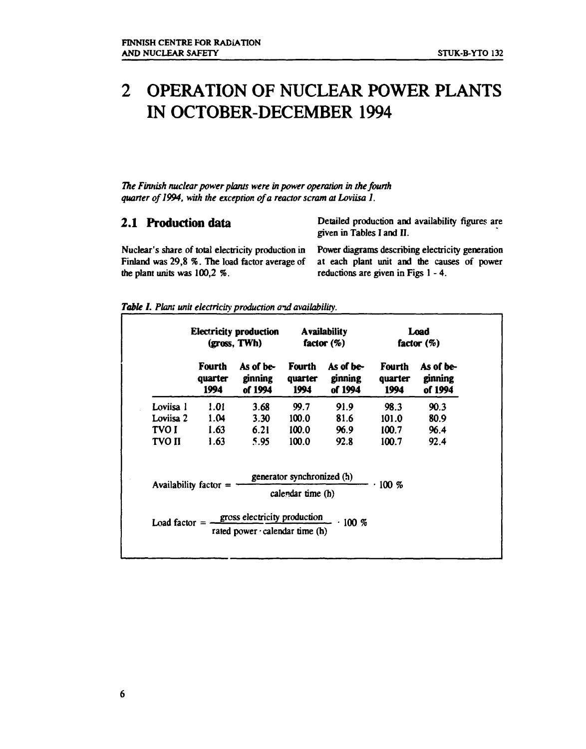# 2 OPERATION OF NUCLEAR POWER PLANTS IN OCTOBER-DECEMBER 1994

*The Finnish nuclear power plants were in power operation in the fourth quarter of 1994, with the exception of a reactor scram at Loviisa 1.*

## 2.1 Production data

Nuclear's share of total electricity production in Finland was 29,8 %. The load factor average of the plant units was 100,2 %.

Detailed production and availability figures are given in Tables I and II.

Power diagrams describing electricity generation at each plant unit and the causes of power reductions are given in Figs 1 - 4.

***Table I.*** *Plant unit electricity production and availability.*

| | Electricity production (gross, TWh) | | Availability factor (%) | | Load factor (%) | |
|---|---|---|---|---|---|---|
| | Fourth quarter 1994 | As of beginning of 1994 | Fourth quarter 1994 | As of beginning of 1994 | Fourth quarter 1994 | As of beginning of 1994 |
| Loviisa 1 | 1.01 | 3.68 | 99.7 | 91.9 | 98.3 | 90.3 |
| Loviisa 2 | 1.04 | 3.30 | 100.0 | 81.6 | 101.0 | 80.9 |
| TVO I | 1.63 | 6.21 | 100.0 | 96.9 | 100.7 | 96.4 |
| TVO II | 1.63 | 5.95 | 100.0 | 92.8 | 100.7 | 92.4 |

$$\text{Availability factor} = \frac{\text{generator synchronized (h)}}{\text{calendar time (h)}} \cdot 100\ \%$$

$$\text{Load factor} = \frac{\text{gross electricity production}}{\text{rated power} \cdot \text{calendar time (h)}} \cdot 100\ \%$$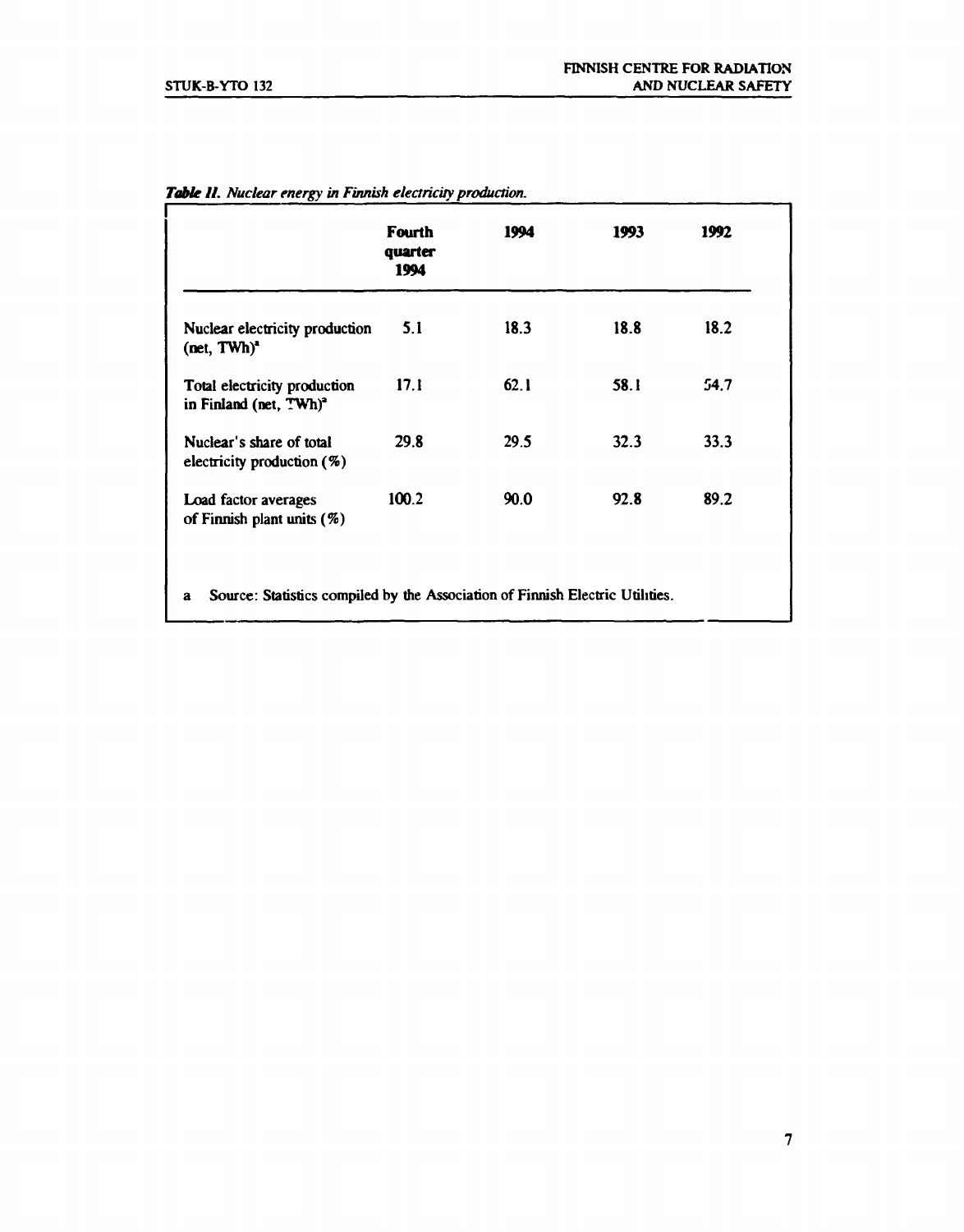*Table II. Nuclear energy in Finnish electricity production.*

| | Fourth quarter 1994 | 1994 | 1993 | 1992 |
|---|---|---|---|---|
| Nuclear electricity production (net, TWh)[a] | 5.1 | 18.3 | 18.8 | 18.2 |
| Total electricity production in Finland (net, TWh)[a] | 17.1 | 62.1 | 58.1 | 54.7 |
| Nuclear's share of total electricity production (%) | 29.8 | 29.5 | 32.3 | 33.3 |
| Load factor averages of Finnish plant units (%) | 100.2 | 90.0 | 92.8 | 89.2 |

a Source: Statistics compiled by the Association of Finnish Electric Utilities.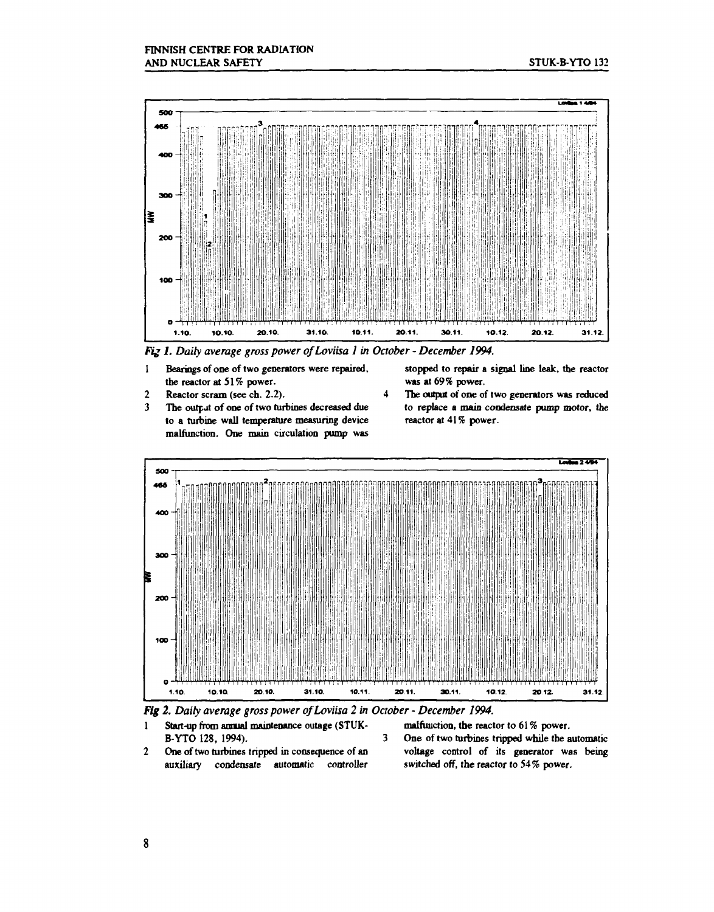Fig 1. Daily average gross power of Loviisa 1 in October - December 1994.

1. Bearings of one of two generators were repaired, the reactor at 51% power.
2. Reactor scram (see ch. 2.2).
3. The output of one of two turbines decreased due to a turbine wall temperature measuring device malfunction. One main circulation pump was stopped to repair a signal line leak, the reactor was at 69% power.
4. The output of one of two generators was reduced to replace a main condensate pump motor, the reactor at 41% power.

Fig 2. Daily average gross power of Loviisa 2 in October - December 1994.

1. Start-up from annual maintenance outage (STUK-B-YTO 128, 1994).
2. One of two turbines tripped in consequence of an auxiliary condensate automatic controller malfunction, the reactor to 61% power.
3. One of two turbines tripped while the automatic voltage control of its generator was being switched off, the reactor to 54% power.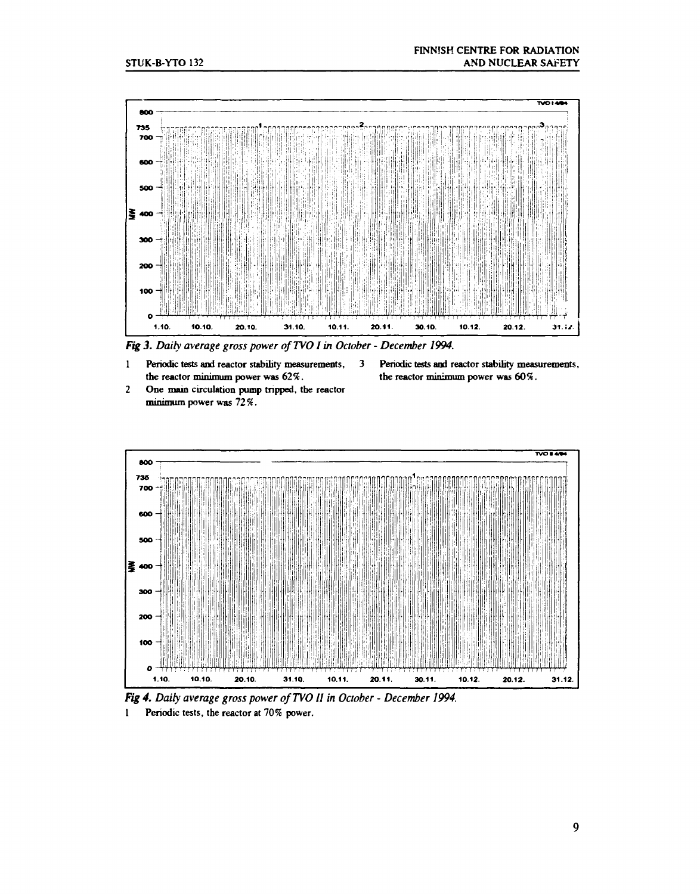*Fig 3. Daily average gross power of TVO I in October - December 1994.*

1. Periodic tests and reactor stability measurements, the reactor minimum power was 62%.
2. One main circulation pump tripped, the reactor minimum power was 72%.
3. Periodic tests and reactor stability measurements, the reactor minimum power was 60%.

*Fig 4. Daily average gross power of TVO II in October - December 1994.*

1. Periodic tests, the reactor at 70% power.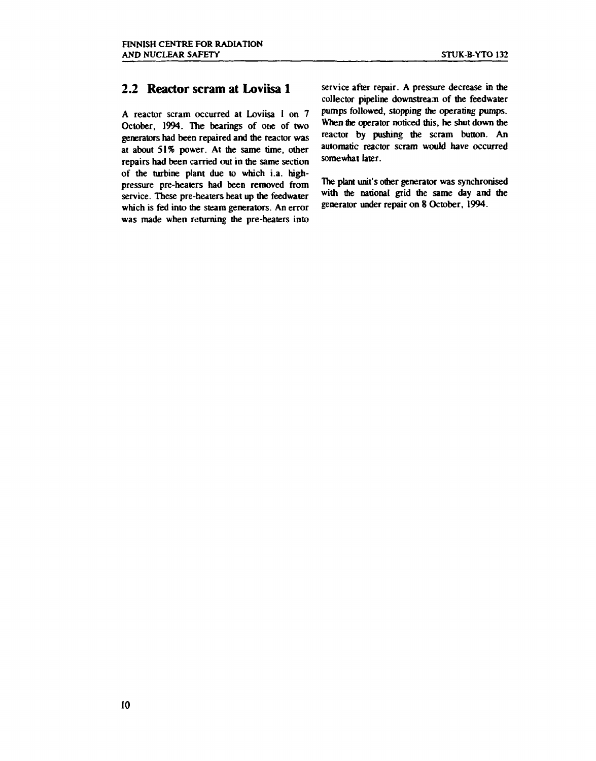## 2.2 Reactor scram at Loviisa 1

A reactor scram occurred at Loviisa 1 on 7 October, 1994. The bearings of one of two generators had been repaired and the reactor was at about 51% power. At the same time, other repairs had been carried out in the same section of the turbine plant due to which i.a. high-pressure pre-heaters had been removed from service. These pre-heaters heat up the feedwater which is fed into the steam generators. An error was made when returning the pre-heaters into service after repair. A pressure decrease in the collector pipeline downstream of the feedwater pumps followed, stopping the operating pumps. When the operator noticed this, he shut down the reactor by pushing the scram button. An automatic reactor scram would have occurred somewhat later.

The plant unit's other generator was synchronised with the national grid the same day and the generator under repair on 8 October, 1994.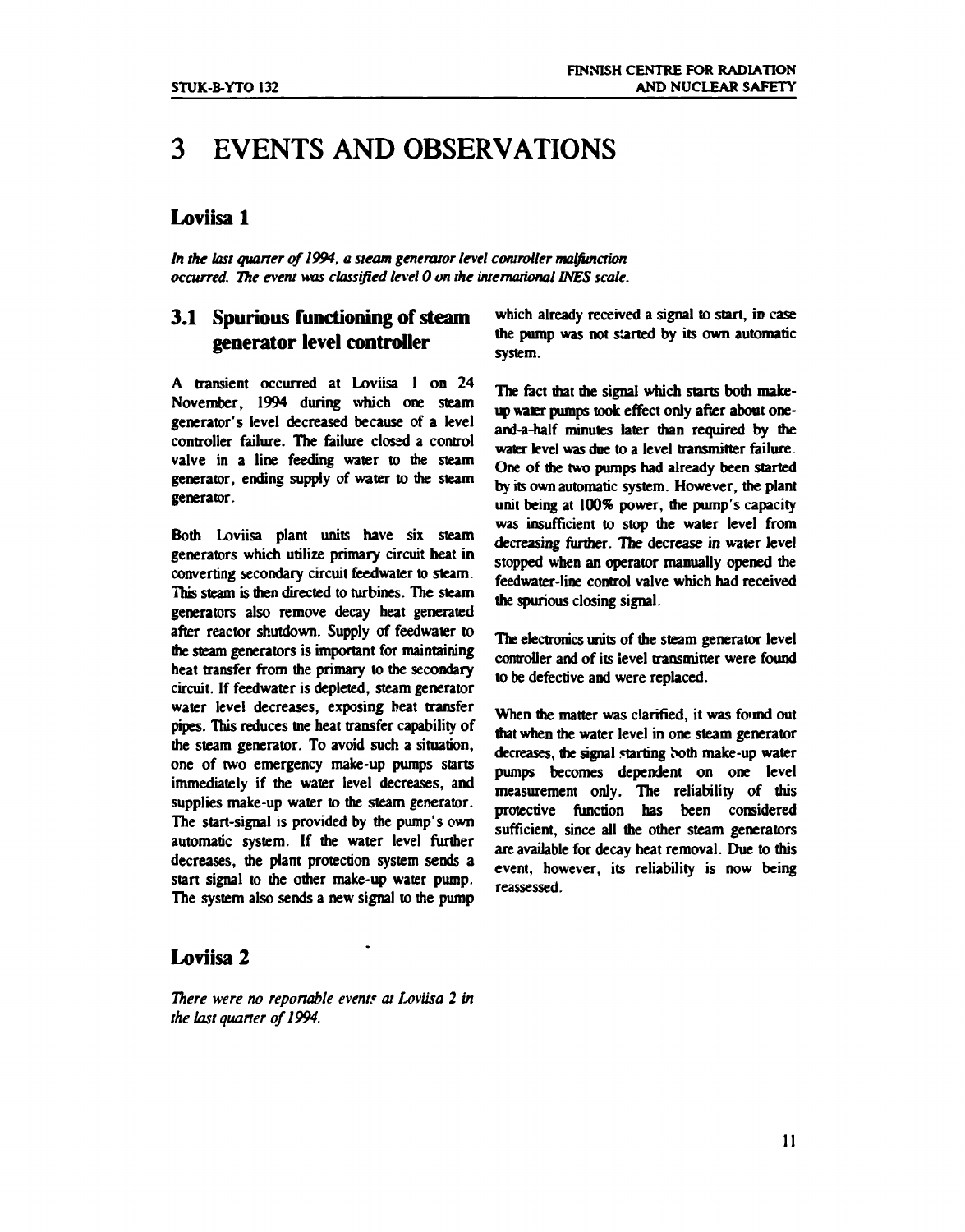# 3 EVENTS AND OBSERVATIONS

## Loviisa 1

*In the last quarter of 1994, a steam generator level controller malfunction occurred. The event was classified level 0 on the international INES scale.*

### 3.1 Spurious functioning of steam generator level controller

A transient occurred at Loviisa 1 on 24 November, 1994 during which one steam generator's level decreased because of a level controller failure. The failure closed a control valve in a line feeding water to the steam generator, ending supply of water to the steam generator.

Both Loviisa plant units have six steam generators which utilize primary circuit heat in converting secondary circuit feedwater to steam. This steam is then directed to turbines. The steam generators also remove decay heat generated after reactor shutdown. Supply of feedwater to the steam generators is important for maintaining heat transfer from the primary to the secondary circuit. If feedwater is depleted, steam generator water level decreases, exposing heat transfer pipes. This reduces the heat transfer capability of the steam generator. To avoid such a situation, one of two emergency make-up pumps starts immediately if the water level decreases, and supplies make-up water to the steam generator. The start-signal is provided by the pump's own automatic system. If the water level further decreases, the plant protection system sends a start signal to the other make-up water pump. The system also sends a new signal to the pump which already received a signal to start, in case the pump was not started by its own automatic system.

The fact that the signal which starts both make-up water pumps took effect only after about one-and-a-half minutes later than required by the water level was due to a level transmitter failure. One of the two pumps had already been started by its own automatic system. However, the plant unit being at 100% power, the pump's capacity was insufficient to stop the water level from decreasing further. The decrease in water level stopped when an operator manually opened the feedwater-line control valve which had received the spurious closing signal.

The electronics units of the steam generator level controller and of its level transmitter were found to be defective and were replaced.

When the matter was clarified, it was found out that when the water level in one steam generator decreases, the signal starting both make-up water pumps becomes dependent on one level measurement only. The reliability of this protective function has been considered sufficient, since all the other steam generators are available for decay heat removal. Due to this event, however, its reliability is now being reassessed.

## Loviisa 2

*There were no reportable events at Loviisa 2 in the last quarter of 1994.*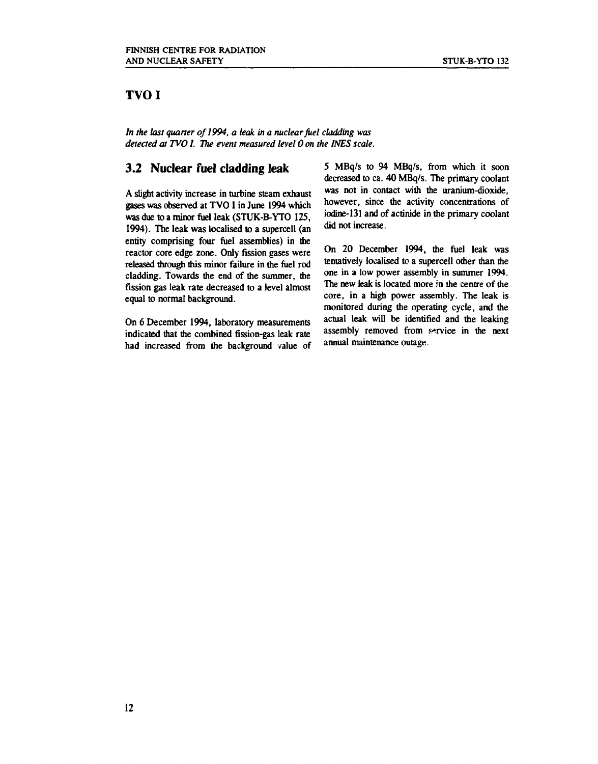# TVO I

*In the last quarter of 1994, a leak in a nuclear fuel cladding was detected at TVO I. The event measured level 0 on the INES scale.*

## 3.2 Nuclear fuel cladding leak

A slight activity increase in turbine steam exhaust gases was observed at TVO I in June 1994 which was due to a minor fuel leak (STUK-B-YTO 125, 1994). The leak was localised to a supercell (an entity comprising four fuel assemblies) in the reactor core edge zone. Only fission gases were released through this minor failure in the fuel rod cladding. Towards the end of the summer, the fission gas leak rate decreased to a level almost equal to normal background.

On 6 December 1994, laboratory measurements indicated that the combined fission-gas leak rate had increased from the background value of 5 MBq/s to 94 MBq/s, from which it soon decreased to ca. 40 MBq/s. The primary coolant was not in contact with the uranium-dioxide, however, since the activity concentrations of iodine-131 and of actinide in the primary coolant did not increase.

On 20 December 1994, the fuel leak was tentatively localised to a supercell other than the one in a low power assembly in summer 1994. The new leak is located more in the centre of the core, in a high power assembly. The leak is monitored during the operating cycle, and the actual leak will be identified and the leaking assembly removed from service in the next annual maintenance outage.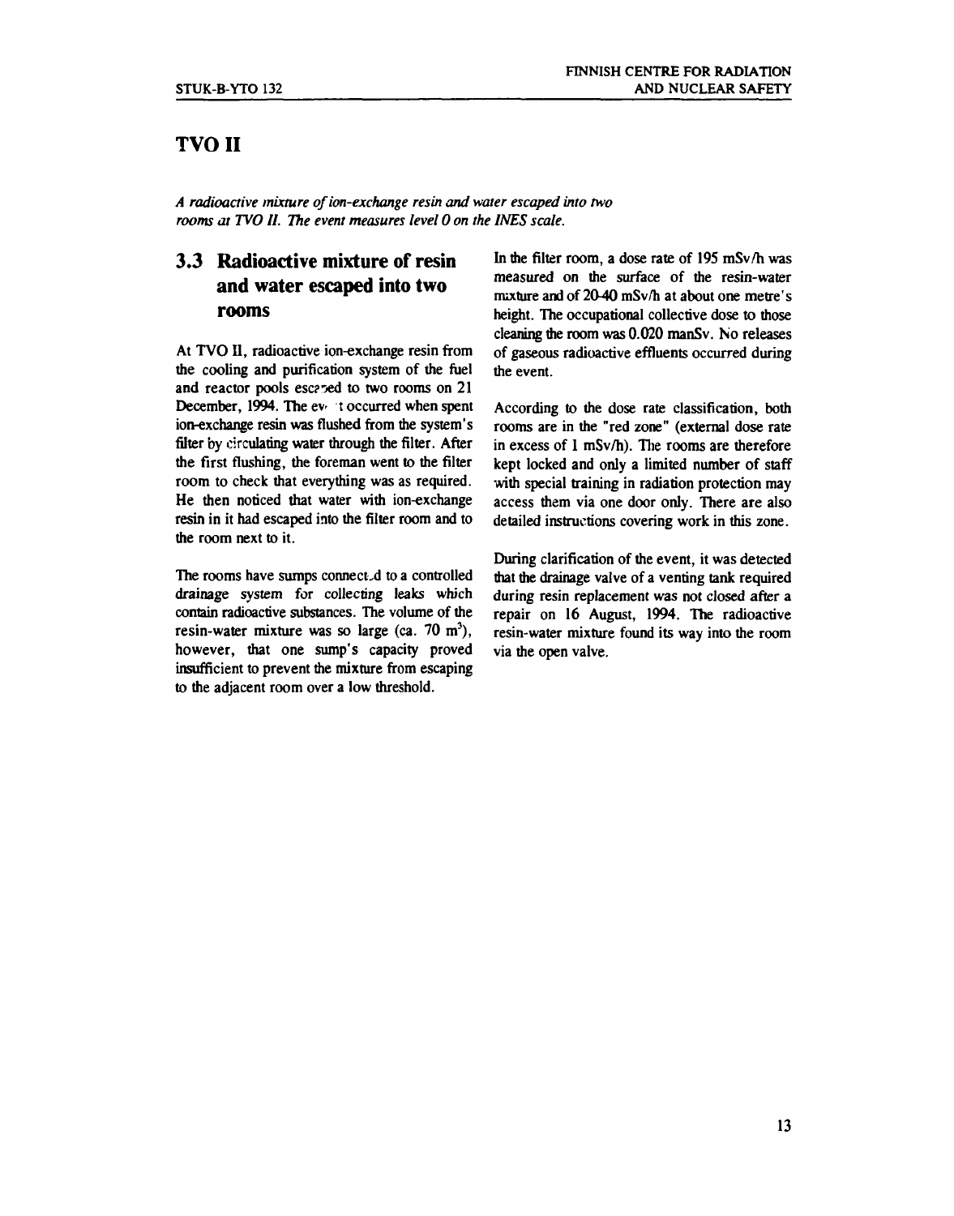# TVO II

*A radioactive mixture of ion-exchange resin and water escaped into two rooms at TVO II. The event measures level 0 on the INES scale.*

## 3.3 Radioactive mixture of resin and water escaped into two rooms

At TVO II, radioactive ion-exchange resin from the cooling and purification system of the fuel and reactor pools escaped to two rooms on 21 December, 1994. The event occurred when spent ion-exchange resin was flushed from the system's filter by circulating water through the filter. After the first flushing, the foreman went to the filter room to check that everything was as required. He then noticed that water with ion-exchange resin in it had escaped into the filter room and to the room next to it.

The rooms have sumps connected to a controlled drainage system for collecting leaks which contain radioactive substances. The volume of the resin-water mixture was so large (ca. 70 $m^3$), however, that one sump's capacity proved insufficient to prevent the mixture from escaping to the adjacent room over a low threshold.

In the filter room, a dose rate of 195 mSv/h was measured on the surface of the resin-water mixture and of 20-40 mSv/h at about one metre's height. The occupational collective dose to those cleaning the room was 0.020 manSv. No releases of gaseous radioactive effluents occurred during the event.

According to the dose rate classification, both rooms are in the "red zone" (external dose rate in excess of 1 mSv/h). The rooms are therefore kept locked and only a limited number of staff with special training in radiation protection may access them via one door only. There are also detailed instructions covering work in this zone.

During clarification of the event, it was detected that the drainage valve of a venting tank required during resin replacement was not closed after a repair on 16 August, 1994. The radioactive resin-water mixture found its way into the room via the open valve.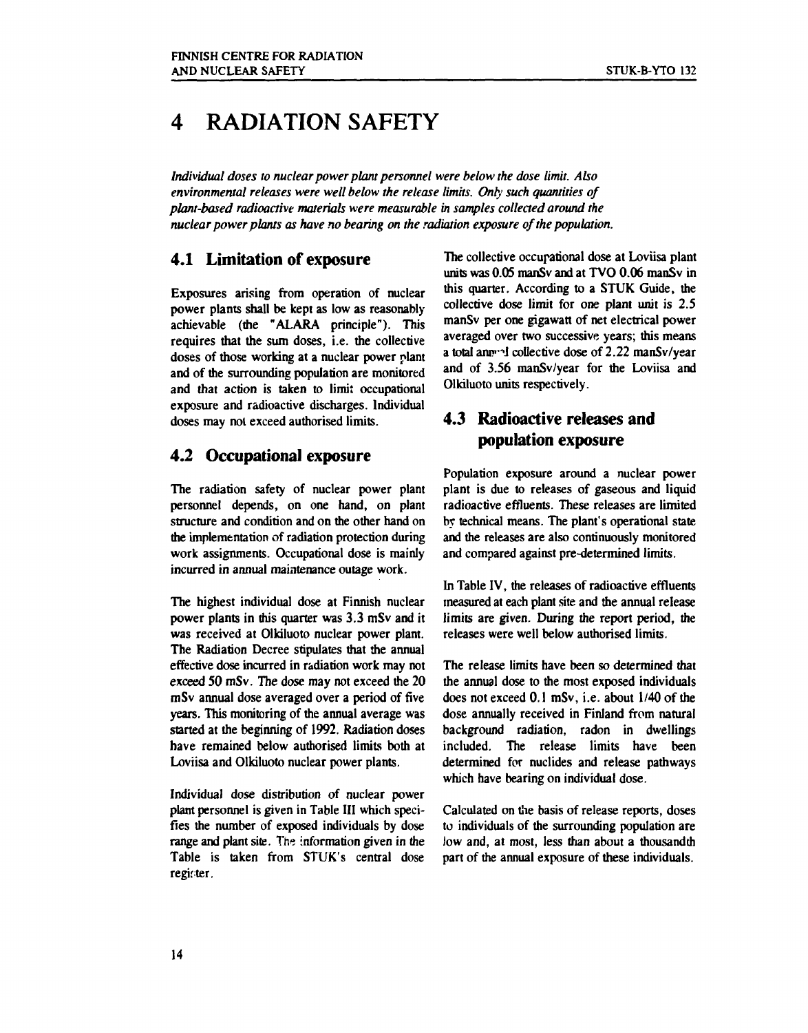# 4 RADIATION SAFETY

*Individual doses to nuclear power plant personnel were below the dose limit. Also environmental releases were well below the release limits. Only such quantities of plant-based radioactive materials were measurable in samples collected around the nuclear power plants as have no bearing on the radiation exposure of the population.*

## 4.1 Limitation of exposure

Exposures arising from operation of nuclear power plants shall be kept as low as reasonably achievable (the "ALARA principle"). This requires that the sum doses, i.e. the collective doses of those working at a nuclear power plant and of the surrounding population are monitored and that action is taken to limit occupational exposure and radioactive discharges. Individual doses may not exceed authorised limits.

## 4.2 Occupational exposure

The radiation safety of nuclear power plant personnel depends, on one hand, on plant structure and condition and on the other hand on the implementation of radiation protection during work assignments. Occupational dose is mainly incurred in annual maintenance outage work.

The highest individual dose at Finnish nuclear power plants in this quarter was 3.3 mSv and it was received at Olkiluoto nuclear power plant. The Radiation Decree stipulates that the annual effective dose incurred in radiation work may not exceed 50 mSv. The dose may not exceed the 20 mSv annual dose averaged over a period of five years. This monitoring of the annual average was started at the beginning of 1992. Radiation doses have remained below authorised limits both at Loviisa and Olkiluoto nuclear power plants.

Individual dose distribution of nuclear power plant personnel is given in Table III which specifies the number of exposed individuals by dose range and plant site. The information given in the Table is taken from STUK's central dose register.

The collective occupational dose at Loviisa plant units was 0.05 manSv and at TVO 0.06 manSv in this quarter. According to a STUK Guide, the collective dose limit for one plant unit is 2.5 manSv per one gigawatt of net electrical power averaged over two successive years; this means a total annual collective dose of 2.22 manSv/year and of 3.56 manSv/year for the Loviisa and Olkiluoto units respectively.

## 4.3 Radioactive releases and population exposure

Population exposure around a nuclear power plant is due to releases of gaseous and liquid radioactive effluents. These releases are limited by technical means. The plant's operational state and the releases are also continuously monitored and compared against pre-determined limits.

In Table IV, the releases of radioactive effluents measured at each plant site and the annual release limits are given. During the report period, the releases were well below authorised limits.

The release limits have been so determined that the annual dose to the most exposed individuals does not exceed 0.1 mSv, i.e. about 1/40 of the dose annually received in Finland from natural background radiation, radon in dwellings included. The release limits have been determined for nuclides and release pathways which have bearing on individual dose.

Calculated on the basis of release reports, doses to individuals of the surrounding population are low and, at most, less than about a thousandth part of the annual exposure of these individuals.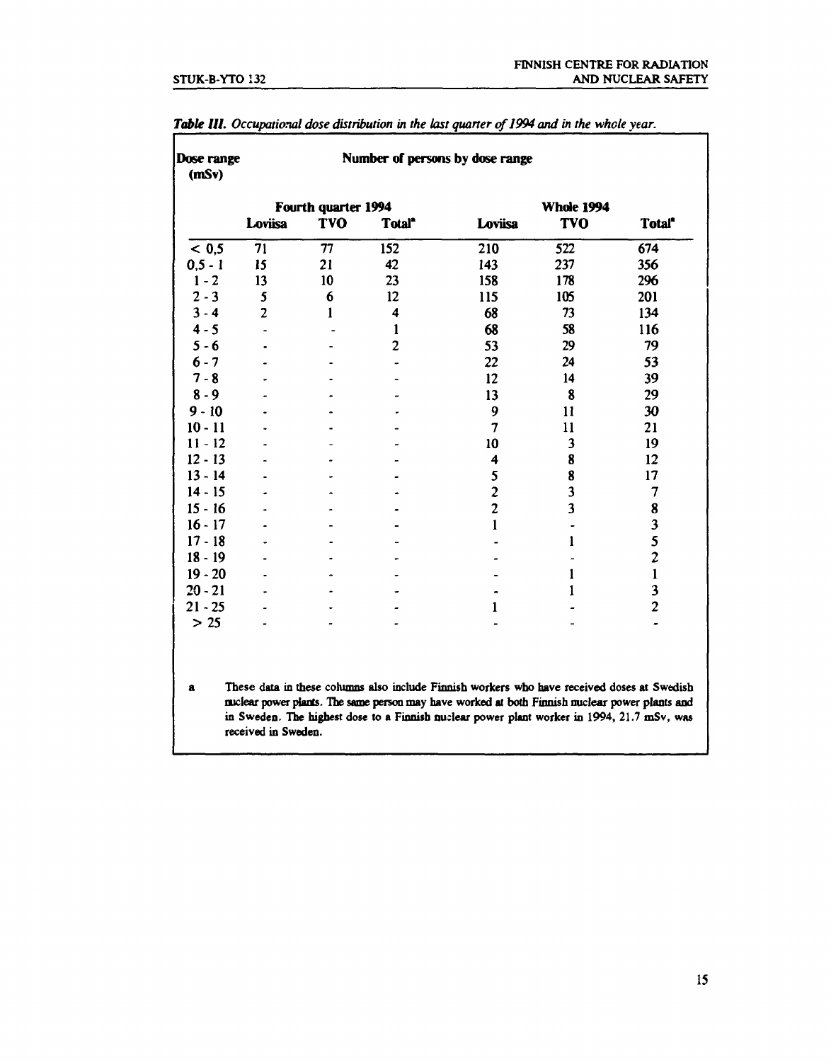***Table III.*** *Occupational dose distribution in the last quarter of 1994 and in the whole year.*

| Dose range (mSv) | Number of persons by dose range | | | | | |
|---|---|---|---|---|---|---|
| | Fourth quarter 1994 | | | Whole 1994 | | |
| | Loviisa | TVO | Total[a] | Loviisa | TVO | Total[a] |
| < 0,5 | 71 | 77 | 152 | 210 | 522 | 674 |
| 0,5 - 1 | 15 | 21 | 42 | 143 | 237 | 356 |
| 1 - 2 | 13 | 10 | 23 | 158 | 178 | 296 |
| 2 - 3 | 5 | 6 | 12 | 115 | 105 | 201 |
| 3 - 4 | 2 | 1 | 4 | 68 | 73 | 134 |
| 4 - 5 | - | - | 1 | 68 | 58 | 116 |
| 5 - 6 | - | - | 2 | 53 | 29 | 79 |
| 6 - 7 | - | - | - | 22 | 24 | 53 |
| 7 - 8 | - | - | - | 12 | 14 | 39 |
| 8 - 9 | - | - | - | 13 | 8 | 29 |
| 9 - 10 | - | - | - | 9 | 11 | 30 |
| 10 - 11 | - | - | - | 7 | 11 | 21 |
| 11 - 12 | - | - | - | 10 | 3 | 19 |
| 12 - 13 | - | - | - | 4 | 8 | 12 |
| 13 - 14 | - | - | - | 5 | 8 | 17 |
| 14 - 15 | - | - | - | 2 | 3 | 7 |
| 15 - 16 | - | - | - | 2 | 3 | 8 |
| 16 - 17 | - | - | - | 1 | - | 3 |
| 17 - 18 | - | - | - | - | 1 | 5 |
| 18 - 19 | - | - | - | - | - | 2 |
| 19 - 20 | - | - | - | - | 1 | 1 |
| 20 - 21 | - | - | - | - | 1 | 3 |
| 21 - 25 | - | - | - | 1 | - | 2 |
| > 25 | - | - | - | - | - | - |

a These data in these columns also include Finnish workers who have received doses at Swedish nuclear power plants. The same person may have worked at both Finnish nuclear power plants and in Sweden. The highest dose to a Finnish nuclear power plant worker in 1994, 21.7 mSv, was received in Sweden.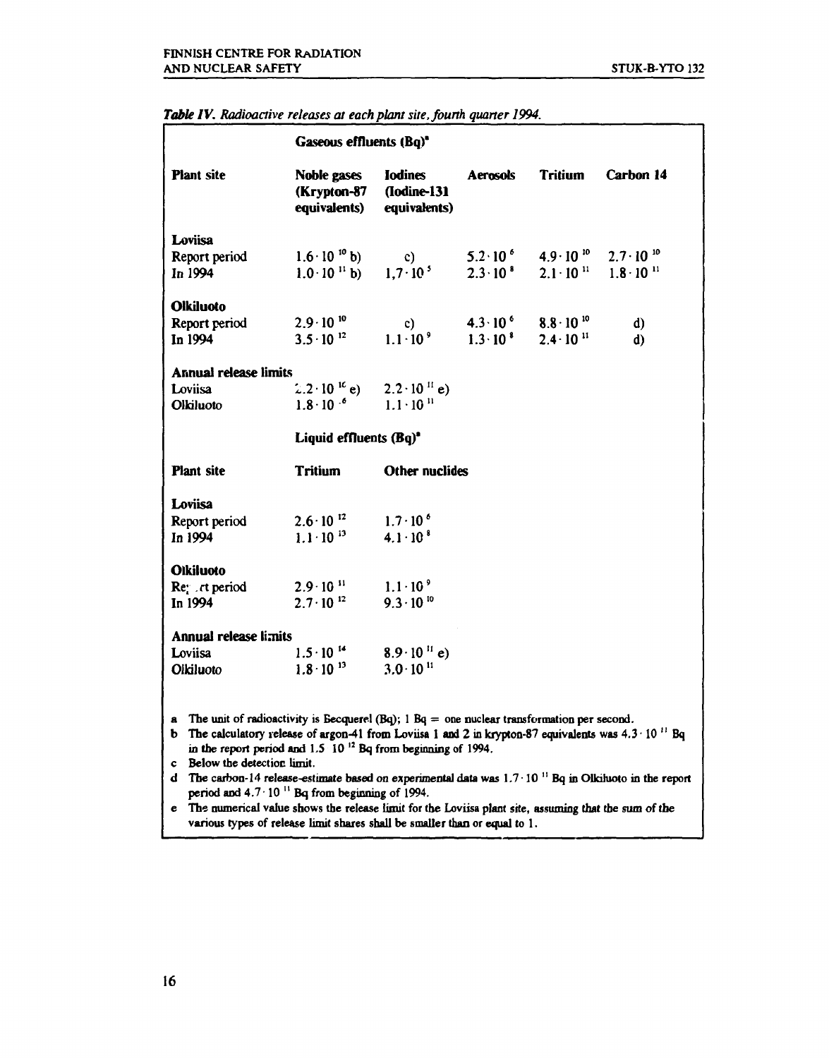*Table IV. Radioactive releases at each plant site, fourth quarter 1994.*

| | Gaseous effluents (Bq)[a] | | | | |
|---|---|---|---|---|---|
| **Plant site** | **Noble gases (Krypton-87 equivalents)** | **Iodines (Iodine-131 equivalents)** | **Aerosols** | **Tritium** | **Carbon 14** |
| **Loviisa** | | | | | |
| Report period | $1.6 \cdot 10^{10}$ b) | c) | $5.2 \cdot 10^{6}$ | $4.9 \cdot 10^{10}$ | $2.7 \cdot 10^{10}$ |
| In 1994 | $1.0 \cdot 10^{11}$ b) | $1,7 \cdot 10^{5}$ | $2.3 \cdot 10^{8}$ | $2.1 \cdot 10^{11}$ | $1.8 \cdot 10^{11}$ |
| **Olkiluoto** | | | | | |
| Report period | $2.9 \cdot 10^{10}$ | c) | $4.3 \cdot 10^{6}$ | $8.8 \cdot 10^{10}$ | d) |
| In 1994 | $3.5 \cdot 10^{12}$ | $1.1 \cdot 10^{9}$ | $1.3 \cdot 10^{8}$ | $2.4 \cdot 10^{11}$ | d) |
| **Annual release limits** | | | | | |
| Loviisa | $2.2 \cdot 10^{16}$ e) | $2.2 \cdot 10^{11}$ e) | | | |
| Olkiluoto | $1.8 \cdot 10^{16}$ | $1.1 \cdot 10^{11}$ | | | |

| | Liquid effluents (Bq)[a] | |
|---|---|---|
| **Plant site** | **Tritium** | **Other nuclides** |
| **Loviisa** | | |
| Report period | $2.6 \cdot 10^{12}$ | $1.7 \cdot 10^{6}$ |
| In 1994 | $1.1 \cdot 10^{13}$ | $4.1 \cdot 10^{8}$ |
| **Olkiluoto** | | |
| Report period | $2.9 \cdot 10^{11}$ | $1.1 \cdot 10^{9}$ |
| In 1994 | $2.7 \cdot 10^{12}$ | $9.3 \cdot 10^{10}$ |
| **Annual release limits** | | |
| Loviisa | $1.5 \cdot 10^{14}$ | $8.9 \cdot 10^{11}$ e) |
| Olkiluoto | $1.8 \cdot 10^{13}$ | $3.0 \cdot 10^{11}$ |

a The unit of radioactivity is Becquerel (Bq); 1 Bq = one nuclear transformation per second.

b The calculatory release of argon-41 from Loviisa 1 and 2 in krypton-87 equivalents was $4.3 \cdot 10^{11}$ Bq in the report period and $1.5 \cdot 10^{12}$ Bq from beginning of 1994.

c Below the detection limit.

d The carbon-14 release-estimate based on experimental data was $1.7 \cdot 10^{11}$ Bq in Olkiluoto in the report period and $4.7 \cdot 10^{11}$ Bq from beginning of 1994.

e The numerical value shows the release limit for the Loviisa plant site, assuming that the sum of the various types of release limit shares shall be smaller than or equal to 1.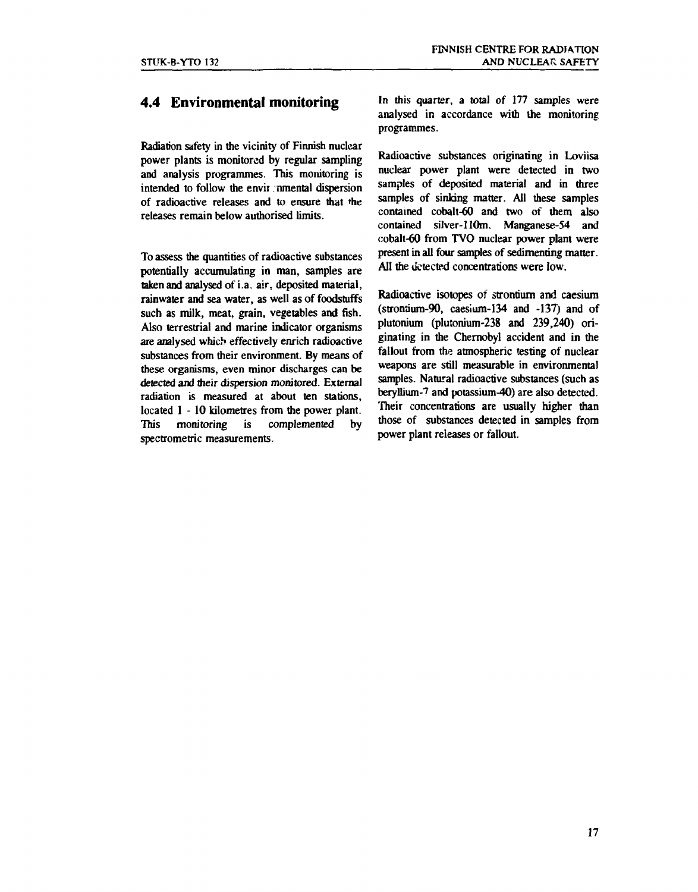## 4.4 Environmental monitoring

Radiation safety in the vicinity of Finnish nuclear power plants is monitored by regular sampling and analysis programmes. This monitoring is intended to follow the environmental dispersion of radioactive releases and to ensure that the releases remain below authorised limits.

To assess the quantities of radioactive substances potentially accumulating in man, samples are taken and analysed of i.a. air, deposited material, rainwater and sea water, as well as of foodstuffs such as milk, meat, grain, vegetables and fish. Also terrestrial and marine indicator organisms are analysed which effectively enrich radioactive substances from their environment. By means of these organisms, even minor discharges can be detected and their dispersion monitored. External radiation is measured at about ten stations, located 1 - 10 kilometres from the power plant. This monitoring is complemented by spectrometric measurements.

In this quarter, a total of 177 samples were analysed in accordance with the monitoring programmes.

Radioactive substances originating in Loviisa nuclear power plant were detected in two samples of deposited material and in three samples of sinking matter. All these samples contained cobalt-60 and two of them also contained silver-110m. Manganese-54 and cobalt-60 from TVO nuclear power plant were present in all four samples of sedimenting matter. All the detected concentrations were low.

Radioactive isotopes of strontium and caesium (strontium-90, caesium-134 and -137) and of plutonium (plutonium-238 and 239,240) originating in the Chernobyl accident and in the fallout from the atmospheric testing of nuclear weapons are still measurable in environmental samples. Natural radioactive substances (such as beryllium-7 and potassium-40) are also detected. Their concentrations are usually higher than those of substances detected in samples from power plant releases or fallout.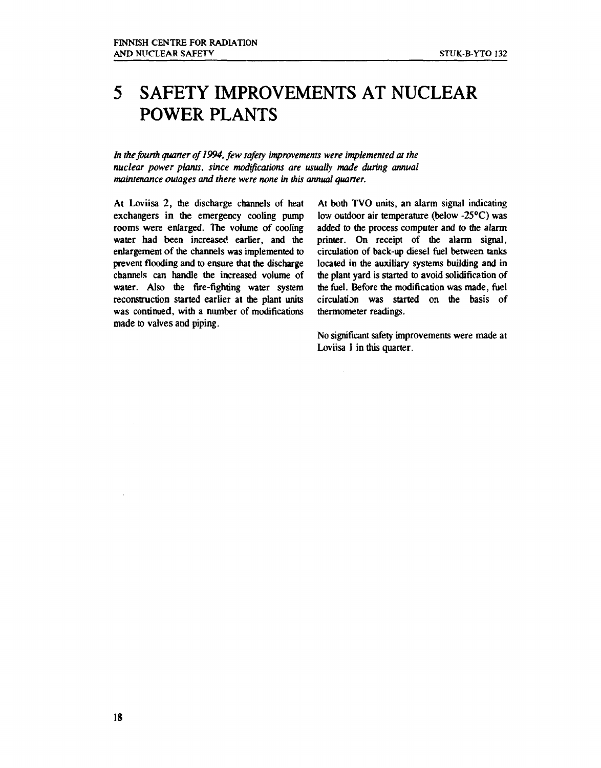# 5 SAFETY IMPROVEMENTS AT NUCLEAR POWER PLANTS

*In the fourth quarter of 1994, few safety improvements were implemented at the nuclear power plants, since modifications are usually made during annual maintenance outages and there were none in this annual quarter.*

At Loviisa 2, the discharge channels of heat exchangers in the emergency cooling pump rooms were enlarged. The volume of cooling water had been increased earlier, and the enlargement of the channels was implemented to prevent flooding and to ensure that the discharge channels can handle the increased volume of water. Also the fire-fighting water system reconstruction started earlier at the plant units was continued, with a number of modifications made to valves and piping.

At both TVO units, an alarm signal indicating low outdoor air temperature (below -25°C) was added to the process computer and to the alarm printer. On receipt of the alarm signal, circulation of back-up diesel fuel between tanks located in the auxiliary systems building and in the plant yard is started to avoid solidification of the fuel. Before the modification was made, fuel circulation was started on the basis of thermometer readings.

No significant safety improvements were made at Loviisa 1 in this quarter.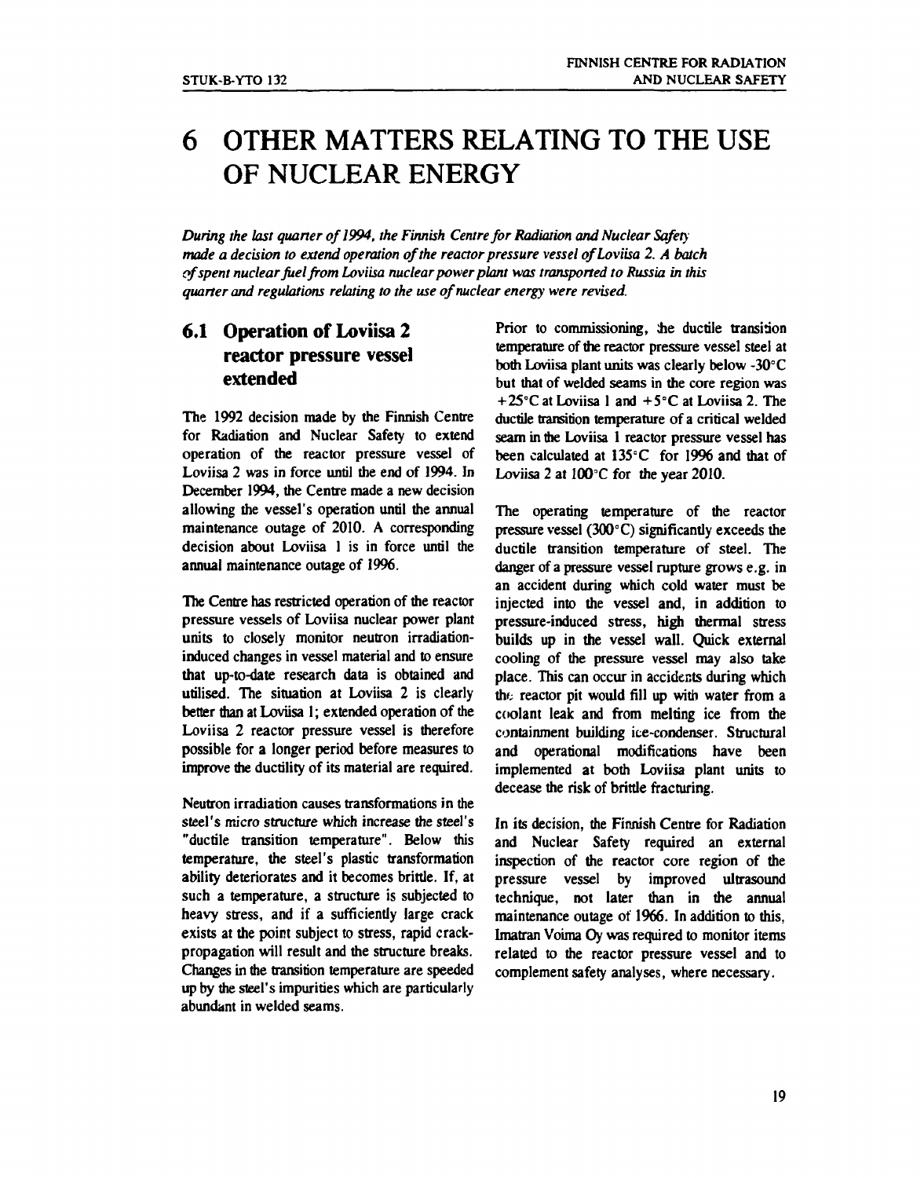# 6 OTHER MATTERS RELATING TO THE USE OF NUCLEAR ENERGY

*During the last quarter of 1994, the Finnish Centre for Radiation and Nuclear Safety made a decision to extend operation of the reactor pressure vessel of Loviisa 2. A batch of spent nuclear fuel from Loviisa nuclear power plant was transported to Russia in this quarter and regulations relating to the use of nuclear energy were revised.*

## 6.1 Operation of Loviisa 2 reactor pressure vessel extended

The 1992 decision made by the Finnish Centre for Radiation and Nuclear Safety to extend operation of the reactor pressure vessel of Loviisa 2 was in force until the end of 1994. In December 1994, the Centre made a new decision allowing the vessel's operation until the annual maintenance outage of 2010. A corresponding decision about Loviisa 1 is in force until the annual maintenance outage of 1996.

The Centre has restricted operation of the reactor pressure vessels of Loviisa nuclear power plant units to closely monitor neutron irradiation-induced changes in vessel material and to ensure that up-to-date research data is obtained and utilised. The situation at Loviisa 2 is clearly better than at Loviisa 1; extended operation of the Loviisa 2 reactor pressure vessel is therefore possible for a longer period before measures to improve the ductility of its material are required.

Neutron irradiation causes transformations in the steel's micro structure which increase the steel's "ductile transition temperature". Below this temperature, the steel's plastic transformation ability deteriorates and it becomes brittle. If, at such a temperature, a structure is subjected to heavy stress, and if a sufficiently large crack exists at the point subject to stress, rapid crack-propagation will result and the structure breaks. Changes in the transition temperature are speeded up by the steel's impurities which are particularly abundant in welded seams.

Prior to commissioning, the ductile transition temperature of the reactor pressure vessel steel at both Loviisa plant units was clearly below -30°C but that of welded seams in the core region was +25°C at Loviisa 1 and +5°C at Loviisa 2. The ductile transition temperature of a critical welded seam in the Loviisa 1 reactor pressure vessel has been calculated at 135°C for 1996 and that of Loviisa 2 at 100°C for the year 2010.

The operating temperature of the reactor pressure vessel (300°C) significantly exceeds the ductile transition temperature of steel. The danger of a pressure vessel rupture grows e.g. in an accident during which cold water must be injected into the vessel and, in addition to pressure-induced stress, high thermal stress builds up in the vessel wall. Quick external cooling of the pressure vessel may also take place. This can occur in accidents during which the reactor pit would fill up with water from a coolant leak and from melting ice from the containment building ice-condenser. Structural and operational modifications have been implemented at both Loviisa plant units to decease the risk of brittle fracturing.

In its decision, the Finnish Centre for Radiation and Nuclear Safety required an external inspection of the reactor core region of the pressure vessel by improved ultrasound technique, not later than in the annual maintenance outage of 1966. In addition to this, Imatran Voima Oy was required to monitor items related to the reactor pressure vessel and to complement safety analyses, where necessary.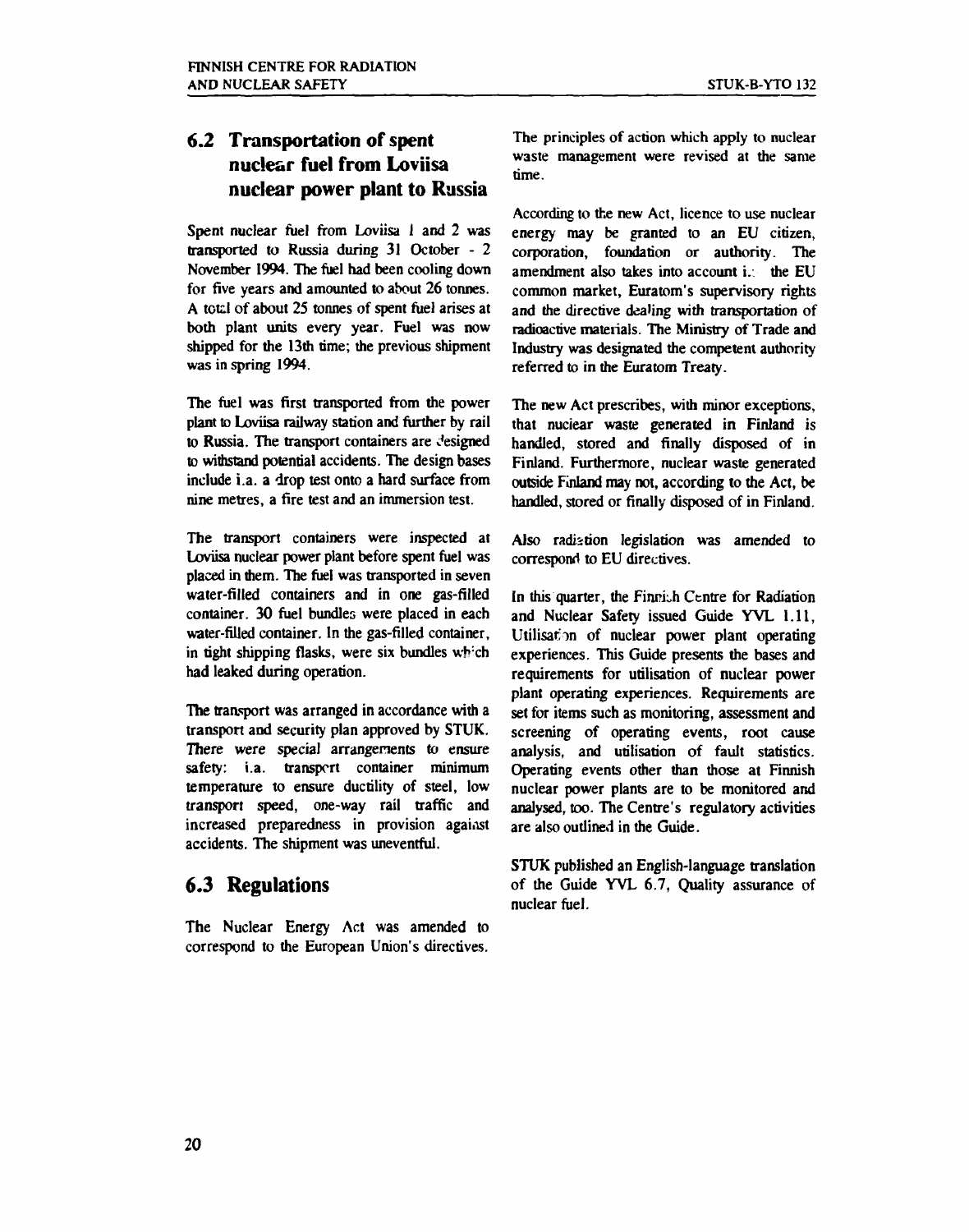## 6.2 Transportation of spent nuclear fuel from Loviisa nuclear power plant to Russia

Spent nuclear fuel from Loviisa 1 and 2 was transported to Russia during 31 October - 2 November 1994. The fuel had been cooling down for five years and amounted to about 26 tonnes. A total of about 25 tonnes of spent fuel arises at both plant units every year. Fuel was now shipped for the 13th time; the previous shipment was in spring 1994.

The fuel was first transported from the power plant to Loviisa railway station and further by rail to Russia. The transport containers are designed to withstand potential accidents. The design bases include i.a. a drop test onto a hard surface from nine metres, a fire test and an immersion test.

The transport containers were inspected at Loviisa nuclear power plant before spent fuel was placed in them. The fuel was transported in seven water-filled containers and in one gas-filled container. 30 fuel bundles were placed in each water-filled container. In the gas-filled container, in tight shipping flasks, were six bundles which had leaked during operation.

The transport was arranged in accordance with a transport and security plan approved by STUK. There were special arrangements to ensure safety: i.a. transport container minimum temperature to ensure ductility of steel, low transport speed, one-way rail traffic and increased preparedness in provision against accidents. The shipment was uneventful.

## 6.3 Regulations

The Nuclear Energy Act was amended to correspond to the European Union's directives. The principles of action which apply to nuclear waste management were revised at the same time.

According to the new Act, licence to use nuclear energy may be granted to an EU citizen, corporation, foundation or authority. The amendment also takes into account i.a. the EU common market, Euratom's supervisory rights and the directive dealing with transportation of radioactive materials. The Ministry of Trade and Industry was designated the competent authority referred to in the Euratom Treaty.

The new Act prescribes, with minor exceptions, that nuclear waste generated in Finland is handled, stored and finally disposed of in Finland. Furthermore, nuclear waste generated outside Finland may not, according to the Act, be handled, stored or finally disposed of in Finland.

Also radiation legislation was amended to correspond to EU directives.

In this quarter, the Finnish Centre for Radiation and Nuclear Safety issued Guide YVL 1.11, Utilisation of nuclear power plant operating experiences. This Guide presents the bases and requirements for utilisation of nuclear power plant operating experiences. Requirements are set for items such as monitoring, assessment and screening of operating events, root cause analysis, and utilisation of fault statistics. Operating events other than those at Finnish nuclear power plants are to be monitored and analysed, too. The Centre's regulatory activities are also outlined in the Guide.

STUK published an English-language translation of the Guide YVL 6.7, Quality assurance of nuclear fuel.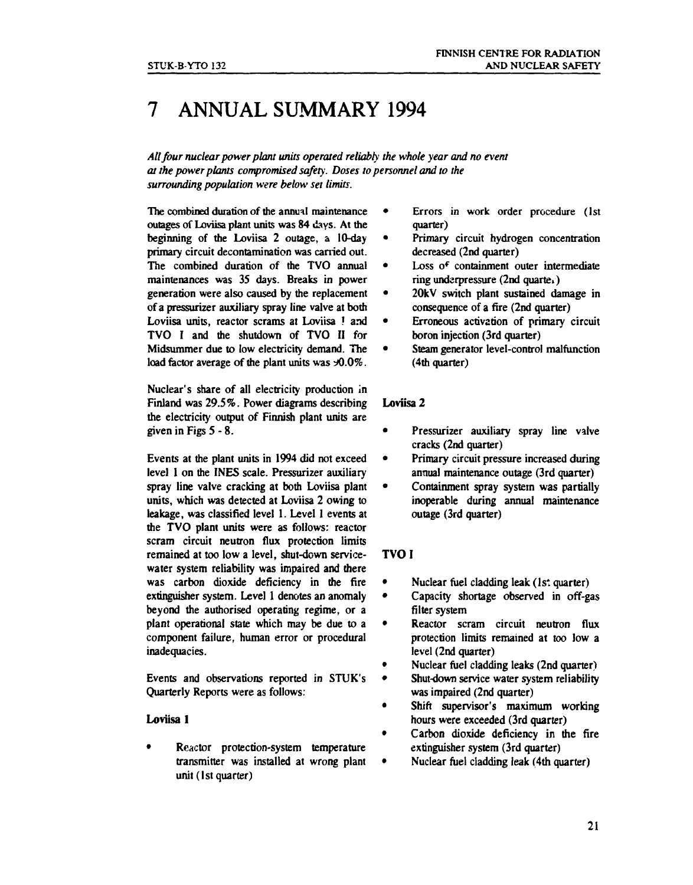# 7 ANNUAL SUMMARY 1994

*All four nuclear power plant units operated reliably the whole year and no event at the power plants compromised safety. Doses to personnel and to the surrounding population were below set limits.*

The combined duration of the annual maintenance outages of Loviisa plant units was 84 days. At the beginning of the Loviisa 2 outage, a 10-day primary circuit decontamination was carried out. The combined duration of the TVO annual maintenances was 35 days. Breaks in power generation were also caused by the replacement of a pressurizer auxiliary spray line valve at both Loviisa units, reactor scrams at Loviisa 1 and TVO I and the shutdown of TVO II for Midsummer due to low electricity demand. The load factor average of the plant units was 90.0%.

Nuclear's share of all electricity production in Finland was 29.5%. Power diagrams describing the electricity output of Finnish plant units are given in Figs 5 - 8.

Events at the plant units in 1994 did not exceed level 1 on the INES scale. Pressurizer auxiliary spray line valve cracking at both Loviisa plant units, which was detected at Loviisa 2 owing to leakage, was classified level 1. Level 1 events at the TVO plant units were as follows: reactor scram circuit neutron flux protection limits remained at too low a level, shut-down service-water system reliability was impaired and there was carbon dioxide deficiency in the fire extinguisher system. Level 1 denotes an anomaly beyond the authorised operating regime, or a plant operational state which may be due to a component failure, human error or procedural inadequacies.

Events and observations reported in STUK's Quarterly Reports were as follows:

**Loviisa 1**

- Reactor protection-system temperature transmitter was installed at wrong plant unit (1st quarter)
- Errors in work order procedure (1st quarter)
- Primary circuit hydrogen concentration decreased (2nd quarter)
- Loss of containment outer intermediate ring underpressure (2nd quarter)
- 20kV switch plant sustained damage in consequence of a fire (2nd quarter)
- Erroneous activation of primary circuit boron injection (3rd quarter)
- Steam generator level-control malfunction (4th quarter)

**Loviisa 2**

- Pressurizer auxiliary spray line valve cracks (2nd quarter)
- Primary circuit pressure increased during annual maintenance outage (3rd quarter)
- Containment spray system was partially inoperable during annual maintenance outage (3rd quarter)

**TVO I**

- Nuclear fuel cladding leak (1st quarter)
- Capacity shortage observed in off-gas filter system
- Reactor scram circuit neutron flux protection limits remained at too low a level (2nd quarter)
- Nuclear fuel cladding leaks (2nd quarter)
- Shut-down service water system reliability was impaired (2nd quarter)
- Shift supervisor's maximum working hours were exceeded (3rd quarter)
- Carbon dioxide deficiency in the fire extinguisher system (3rd quarter)
- Nuclear fuel cladding leak (4th quarter)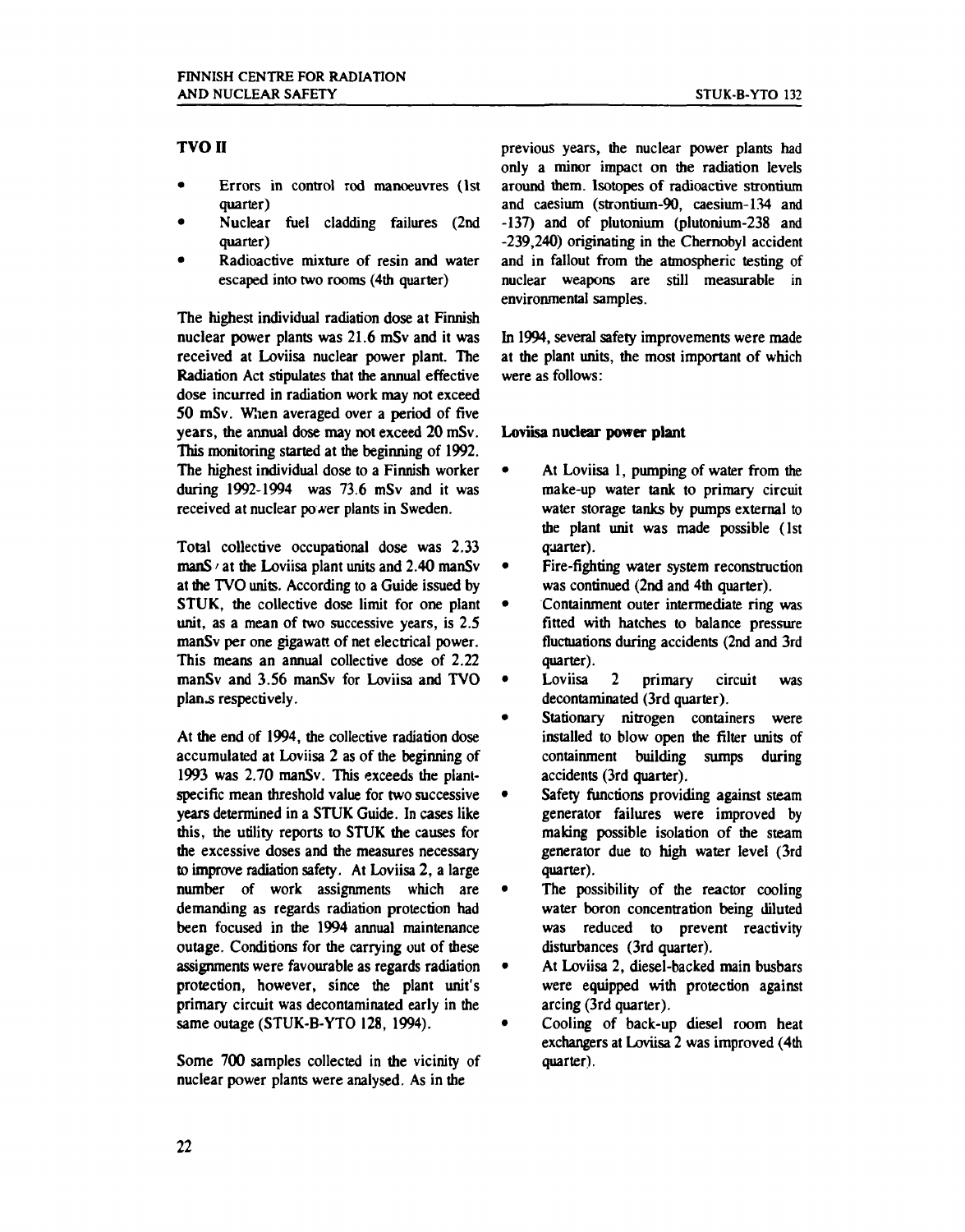## TVO II

- Errors in control rod manoeuvres (1st quarter)
- Nuclear fuel cladding failures (2nd quarter)
- Radioactive mixture of resin and water escaped into two rooms (4th quarter)

The highest individual radiation dose at Finnish nuclear power plants was 21.6 mSv and it was received at Loviisa nuclear power plant. The Radiation Act stipulates that the annual effective dose incurred in radiation work may not exceed 50 mSv. When averaged over a period of five years, the annual dose may not exceed 20 mSv. This monitoring started at the beginning of 1992. The highest individual dose to a Finnish worker during 1992-1994 was 73.6 mSv and it was received at nuclear power plants in Sweden.

Total collective occupational dose was 2.33 manSv at the Loviisa plant units and 2.40 manSv at the TVO units. According to a Guide issued by STUK, the collective dose limit for one plant unit, as a mean of two successive years, is 2.5 manSv per one gigawatt of net electrical power. This means an annual collective dose of 2.22 manSv and 3.56 manSv for Loviisa and TVO plants respectively.

At the end of 1994, the collective radiation dose accumulated at Loviisa 2 as of the beginning of 1993 was 2.70 manSv. This exceeds the plant-specific mean threshold value for two successive years determined in a STUK Guide. In cases like this, the utility reports to STUK the causes for the excessive doses and the measures necessary to improve radiation safety. At Loviisa 2, a large number of work assignments which are demanding as regards radiation protection had been focused in the 1994 annual maintenance outage. Conditions for the carrying out of these assignments were favourable as regards radiation protection, however, since the plant unit's primary circuit was decontaminated early in the same outage (STUK-B-YTO 128, 1994).

Some 700 samples collected in the vicinity of nuclear power plants were analysed. As in the previous years, the nuclear power plants had only a minor impact on the radiation levels around them. Isotopes of radioactive strontium and caesium (strontium-90, caesium-134 and -137) and of plutonium (plutonium-238 and -239,240) originating in the Chernobyl accident and in fallout from the atmospheric testing of nuclear weapons are still measurable in environmental samples.

In 1994, several safety improvements were made at the plant units, the most important of which were as follows:

### Loviisa nuclear power plant

- At Loviisa 1, pumping of water from the make-up water tank to primary circuit water storage tanks by pumps external to the plant unit was made possible (1st quarter).
- Fire-fighting water system reconstruction was continued (2nd and 4th quarter).
- Containment outer intermediate ring was fitted with hatches to balance pressure fluctuations during accidents (2nd and 3rd quarter).
- Loviisa 2 primary circuit was decontaminated (3rd quarter).
- Stationary nitrogen containers were installed to blow open the filter units of containment building sumps during accidents (3rd quarter).
- Safety functions providing against steam generator failures were improved by making possible isolation of the steam generator due to high water level (3rd quarter).
- The possibility of the reactor cooling water boron concentration being diluted was reduced to prevent reactivity disturbances (3rd quarter).
- At Loviisa 2, diesel-backed main busbars were equipped with protection against arcing (3rd quarter).
- Cooling of back-up diesel room heat exchangers at Loviisa 2 was improved (4th quarter).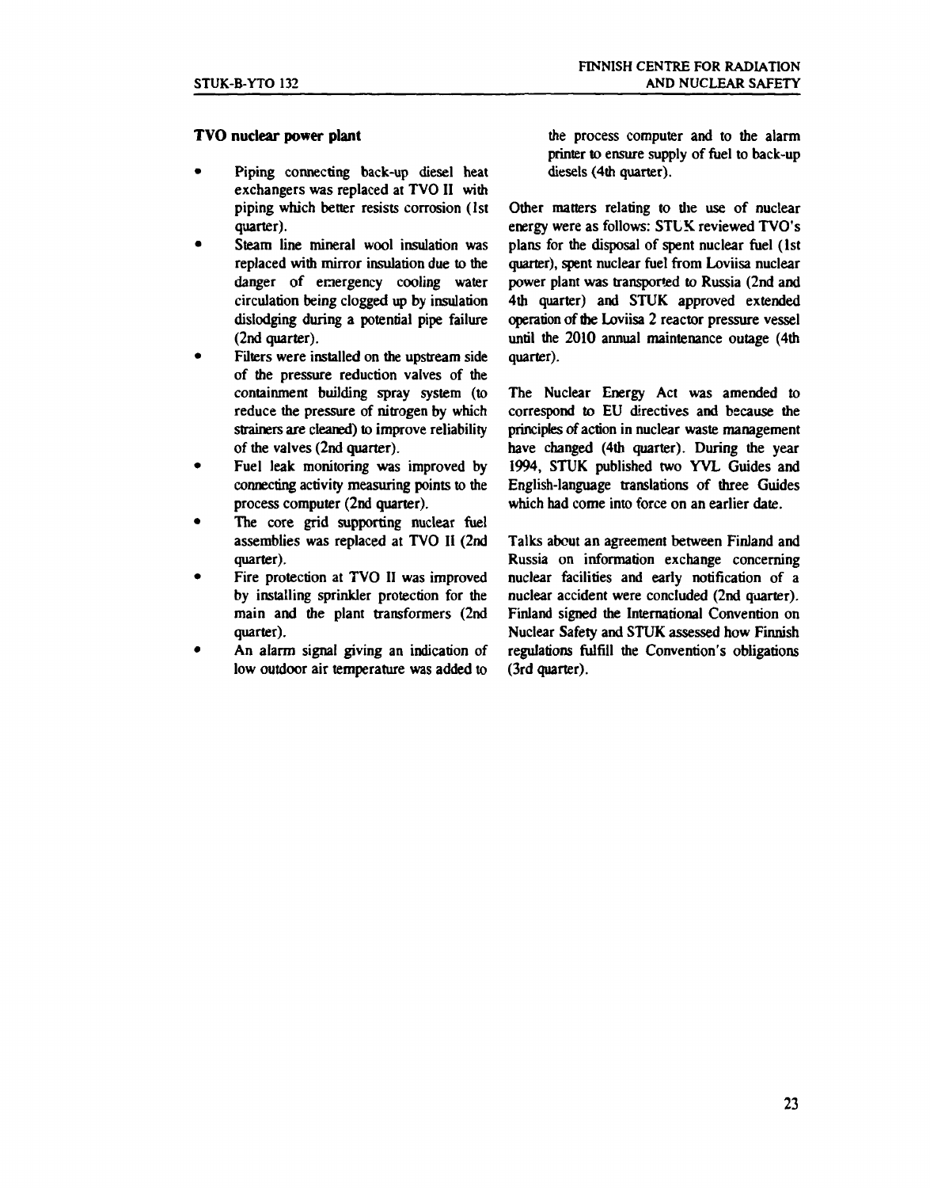**TVO nuclear power plant**

- Piping connecting back-up diesel heat exchangers was replaced at TVO II with piping which better resists corrosion (1st quarter).
- Steam line mineral wool insulation was replaced with mirror insulation due to the danger of emergency cooling water circulation being clogged up by insulation dislodging during a potential pipe failure (2nd quarter).
- Filters were installed on the upstream side of the pressure reduction valves of the containment building spray system (to reduce the pressure of nitrogen by which strainers are cleaned) to improve reliability of the valves (2nd quarter).
- Fuel leak monitoring was improved by connecting activity measuring points to the process computer (2nd quarter).
- The core grid supporting nuclear fuel assemblies was replaced at TVO II (2nd quarter).
- Fire protection at TVO II was improved by installing sprinkler protection for the main and the plant transformers (2nd quarter).
- An alarm signal giving an indication of low outdoor air temperature was added to the process computer and to the alarm printer to ensure supply of fuel to back-up diesels (4th quarter).

Other matters relating to the use of nuclear energy were as follows: STUK reviewed TVO's plans for the disposal of spent nuclear fuel (1st quarter), spent nuclear fuel from Loviisa nuclear power plant was transported to Russia (2nd and 4th quarter) and STUK approved extended operation of the Loviisa 2 reactor pressure vessel until the 2010 annual maintenance outage (4th quarter).

The Nuclear Energy Act was amended to correspond to EU directives and because the principles of action in nuclear waste management have changed (4th quarter). During the year 1994, STUK published two YVL Guides and English-language translations of three Guides which had come into force on an earlier date.

Talks about an agreement between Finland and Russia on information exchange concerning nuclear facilities and early notification of a nuclear accident were concluded (2nd quarter). Finland signed the International Convention on Nuclear Safety and STUK assessed how Finnish regulations fulfill the Convention's obligations (3rd quarter).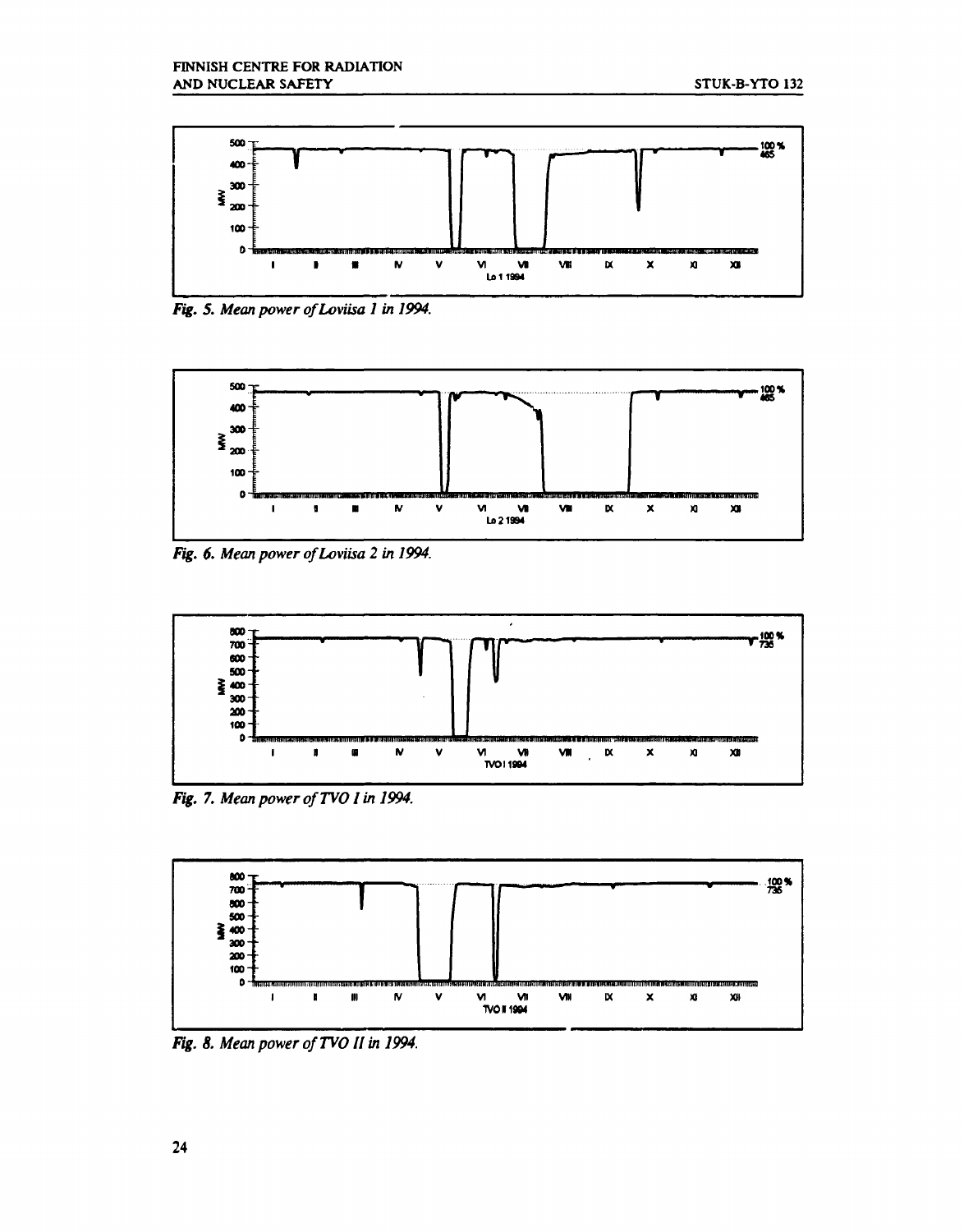Fig. 5. Mean power of Loviisa 1 in 1994.

Fig. 6. Mean power of Loviisa 2 in 1994.

Fig. 7. Mean power of TVO I in 1994.

Fig. 8. Mean power of TVO II in 1994.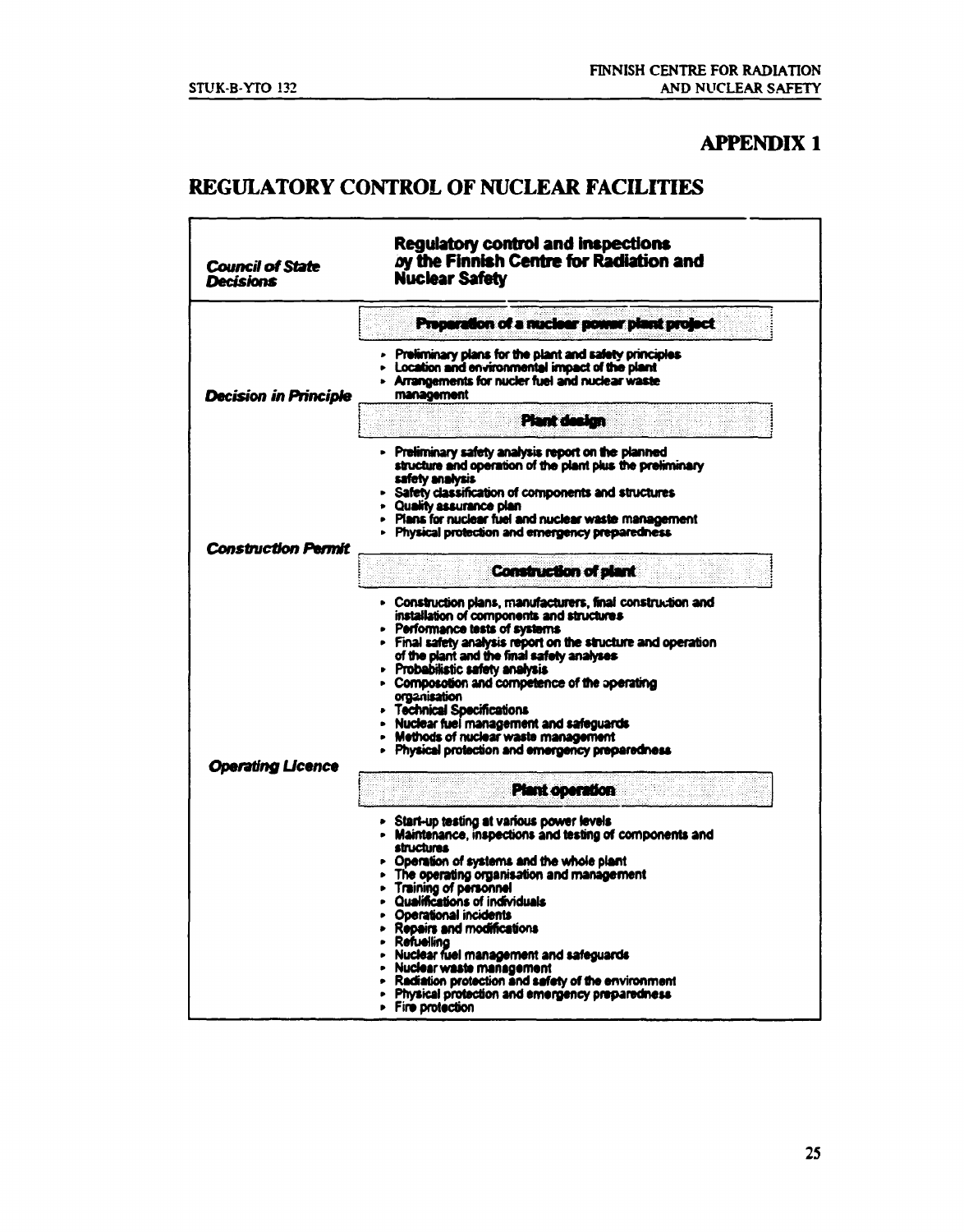# APPENDIX 1

## REGULATORY CONTROL OF NUCLEAR FACILITIES

| *Council of State Decisions* | **Regulatory control and inspections by the Finnish Centre for Radiation and Nuclear Safety** |
|---|---|
| | **Preparation of a nuclear power plant project** |
| | • Preliminary plans for the plant and safety principles<br>• Location and environmental impact of the plant<br>• Arrangements for nucler fuel and nuclear waste management |
| ***Decision in Principle*** | **Plant design** |
| | • Preliminary safety analysis report on the planned structure and operation of the plant plus the preliminary safety analysis<br>• Safety classification of components and structures<br>• Quality assurance plan<br>• Plans for nuclear fuel and nuclear waste management<br>• Physical protection and emergency preparedness |
| ***Construction Permit*** | **Construction of plant** |
| | • Construction plans, manufacturers, final construction and installation of components and structures<br>• Performance tests of systems<br>• Final safety analysis report on the structure and operation of the plant and the final safety analyses<br>• Probabilistic safety analysis<br>• Composotion and competence of the operating organisation<br>• Technical Specifications<br>• Nuclear fuel management and safeguards<br>• Methods of nuclear waste management<br>• Physical protection and emergency preparedness |
| ***Operating Licence*** | **Plant operation** |
| | • Start-up testing at various power levels<br>• Maintenance, inspections and testing of components and structures<br>• Operation of systems and the whole plant<br>• The operating organisation and management<br>• Training of personnel<br>• Qualifications of individuals<br>• Operational incidents<br>• Repairs and modifications<br>• Refuelling<br>• Nuclear fuel management and safeguards<br>• Nuclear waste management<br>• Radiation protection and safety of the environment<br>• Physical protection and emergency preparedness<br>• Fire protection |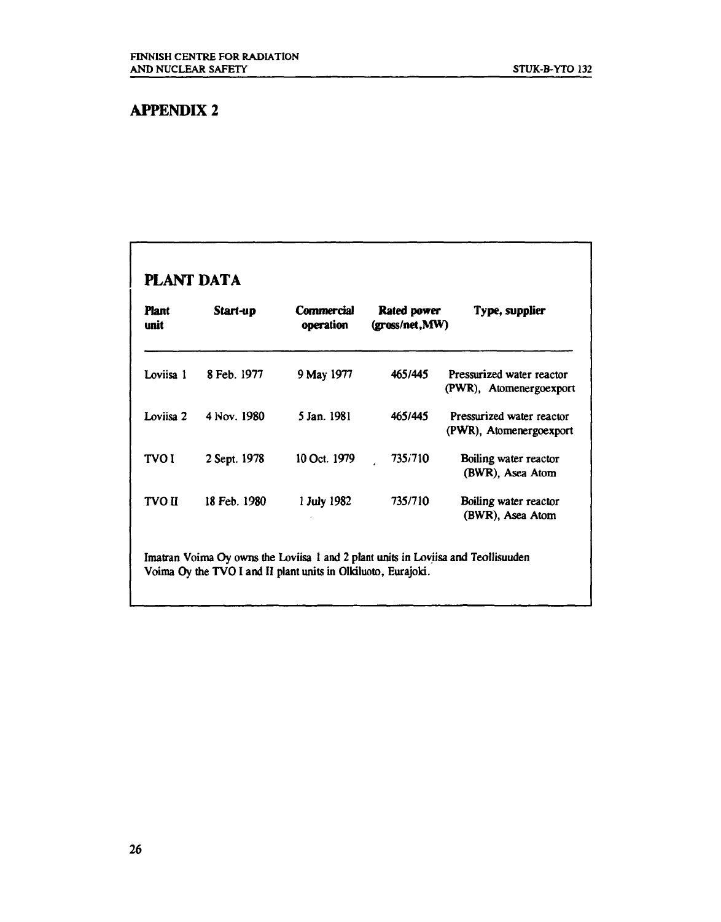# APPENDIX 2

## PLANT DATA

| Plant unit | Start-up | Commercial operation | Rated power (gross/net,MW) | Type, supplier |
|---|---|---|---|---|
| Loviisa 1 | 8 Feb. 1977 | 9 May 1977 | 465/445 | Pressurized water reactor (PWR), Atomenergoexport |
| Loviisa 2 | 4 Nov. 1980 | 5 Jan. 1981 | 465/445 | Pressurized water reactor (PWR), Atomenergoexport |
| TVO I | 2 Sept. 1978 | 10 Oct. 1979 | 735/710 | Boiling water reactor (BWR), Asea Atom |
| TVO II | 18 Feb. 1980 | 1 July 1982 | 735/710 | Boiling water reactor (BWR), Asea Atom |

Imatran Voima Oy owns the Loviisa 1 and 2 plant units in Loviisa and Teollisuuden Voima Oy the TVO I and II plant units in Olkiluoto, Eurajoki.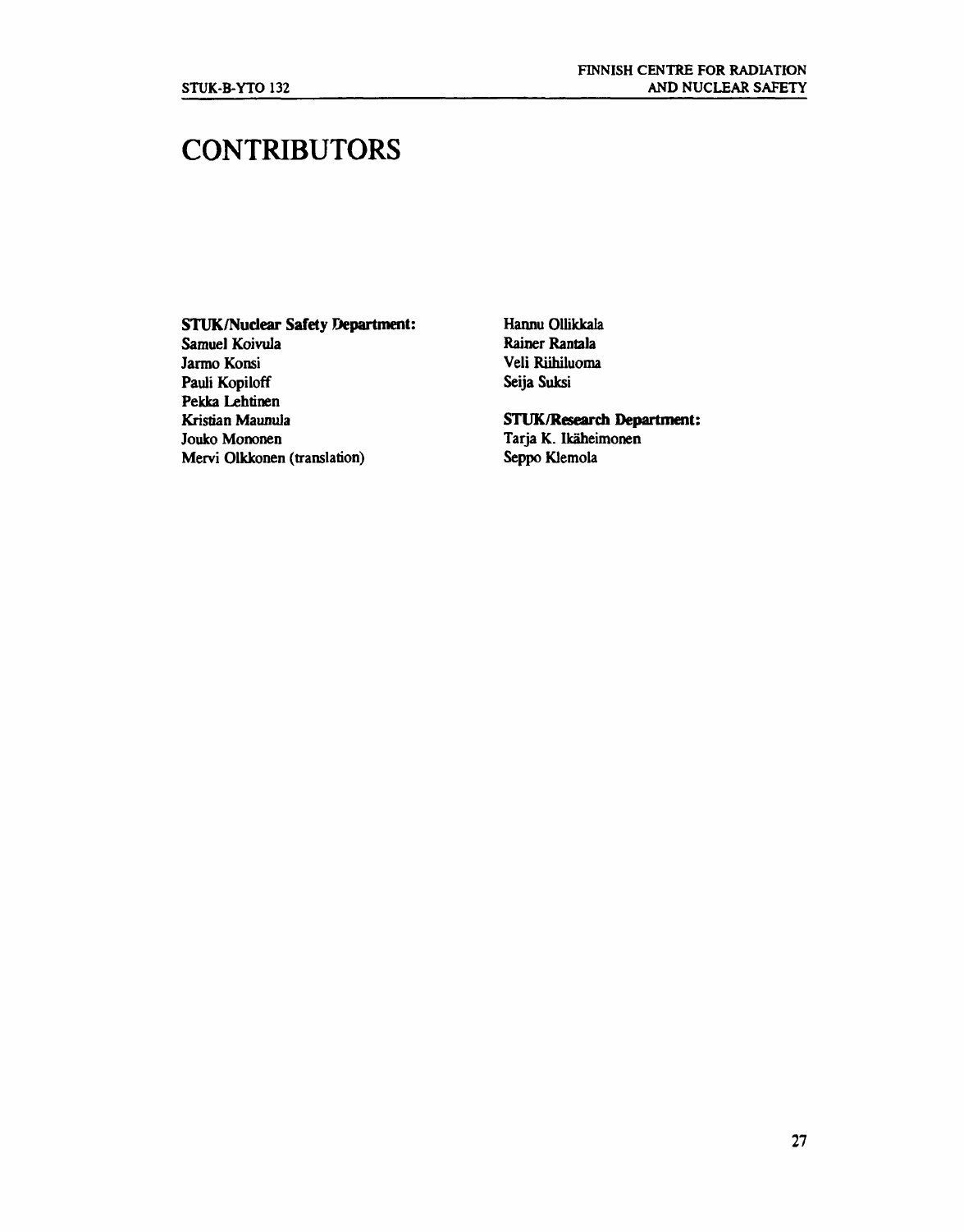# CONTRIBUTORS

**STUK/Nuclear Safety Department:**
Samuel Koivula
Jarmo Konsi
Pauli Kopiloff
Pekka Lehtinen
Kristian Maunula
Jouko Mononen
Mervi Olkkonen (translation)
Hannu Ollikkala
Rainer Rantala
Veli Riihiluoma
Seija Suksi

**STUK/Research Department:**
Tarja K. Ikäheimonen
Seppo Klemola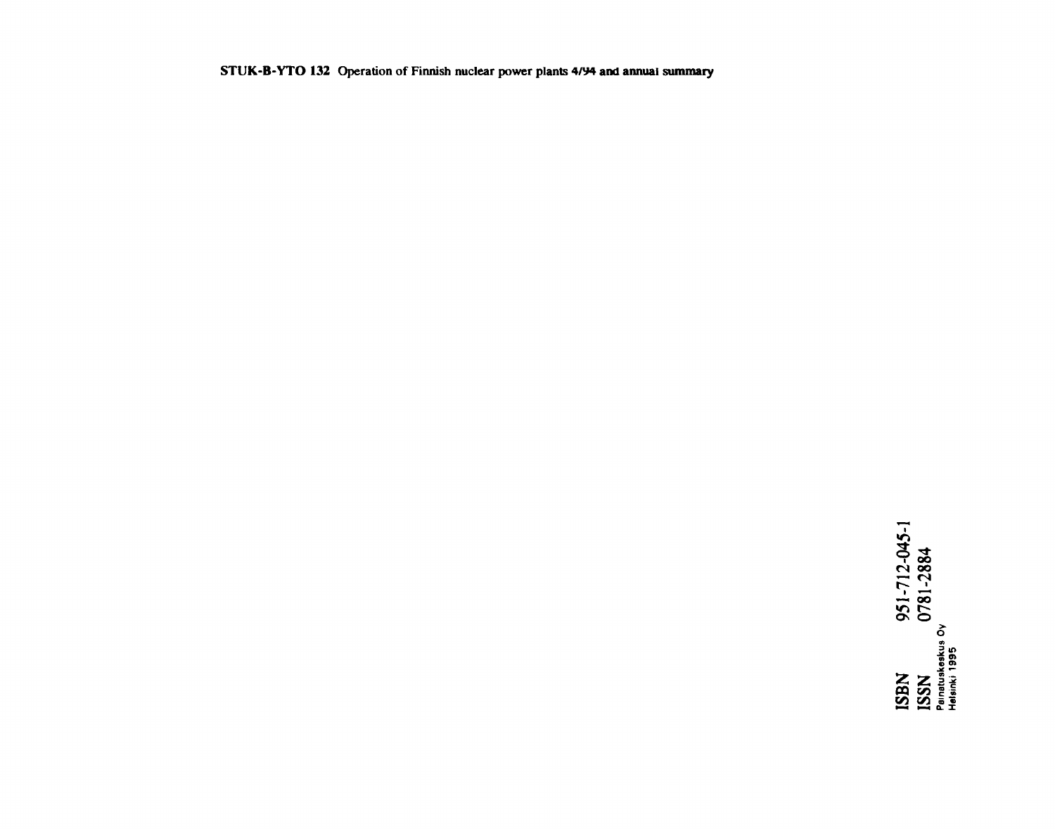**STUK-B-YTO 132** Operation of Finnish nuclear power plants 4/94 and annual summary

ISBN 951-712-045-1
ISSN 0781-2884
Painatuskeskus Oy
Helsinki 1995